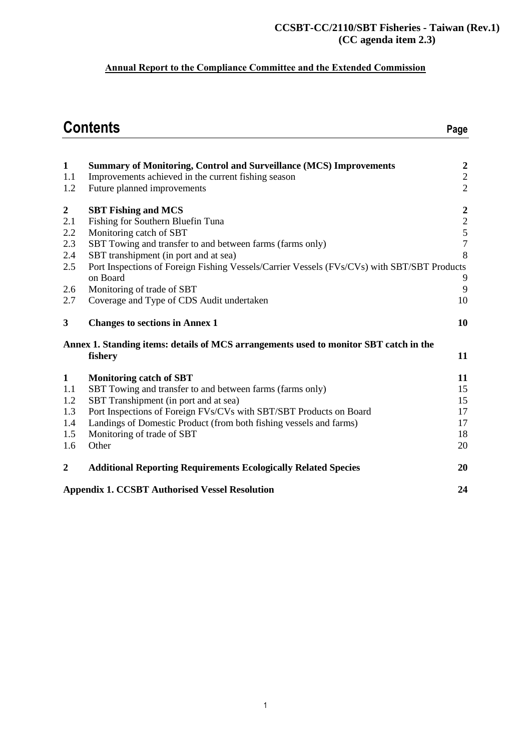**CCSBT-CC/2110/SBT Fisheries - Taiwan (Rev.1)**
**(CC agenda item 2.3)**

**Annual Report to the Compliance Committee and the Extended Commission**

# Contents

| | | Page |
|---|---|---|
| **1** | **Summary of Monitoring, Control and Surveillance (MCS) Improvements** | **2** |
| 1.1 | Improvements achieved in the current fishing season | 2 |
| 1.2 | Future planned improvements | 2 |
| **2** | **SBT Fishing and MCS** | **2** |
| 2.1 | Fishing for Southern Bluefin Tuna | 2 |
| 2.2 | Monitoring catch of SBT | 5 |
| 2.3 | SBT Towing and transfer to and between farms (farms only) | 7 |
| 2.4 | SBT transhipment (in port and at sea) | 8 |
| 2.5 | Port Inspections of Foreign Fishing Vessels/Carrier Vessels (FVs/CVs) with SBT/SBT Products on Board | 9 |
| 2.6 | Monitoring of trade of SBT | 9 |
| 2.7 | Coverage and Type of CDS Audit undertaken | 10 |
| **3** | **Changes to sections in Annex 1** | **10** |
| | **Annex 1. Standing items: details of MCS arrangements used to monitor SBT catch in the fishery** | **11** |
| **1** | **Monitoring catch of SBT** | **11** |
| 1.1 | SBT Towing and transfer to and between farms (farms only) | 15 |
| 1.2 | SBT Transhipment (in port and at sea) | 15 |
| 1.3 | Port Inspections of Foreign FVs/CVs with SBT/SBT Products on Board | 17 |
| 1.4 | Landings of Domestic Product (from both fishing vessels and farms) | 17 |
| 1.5 | Monitoring of trade of SBT | 18 |
| 1.6 | Other | 20 |
| **2** | **Additional Reporting Requirements Ecologically Related Species** | **20** |
| | **Appendix 1. CCSBT Authorised Vessel Resolution** | **24** |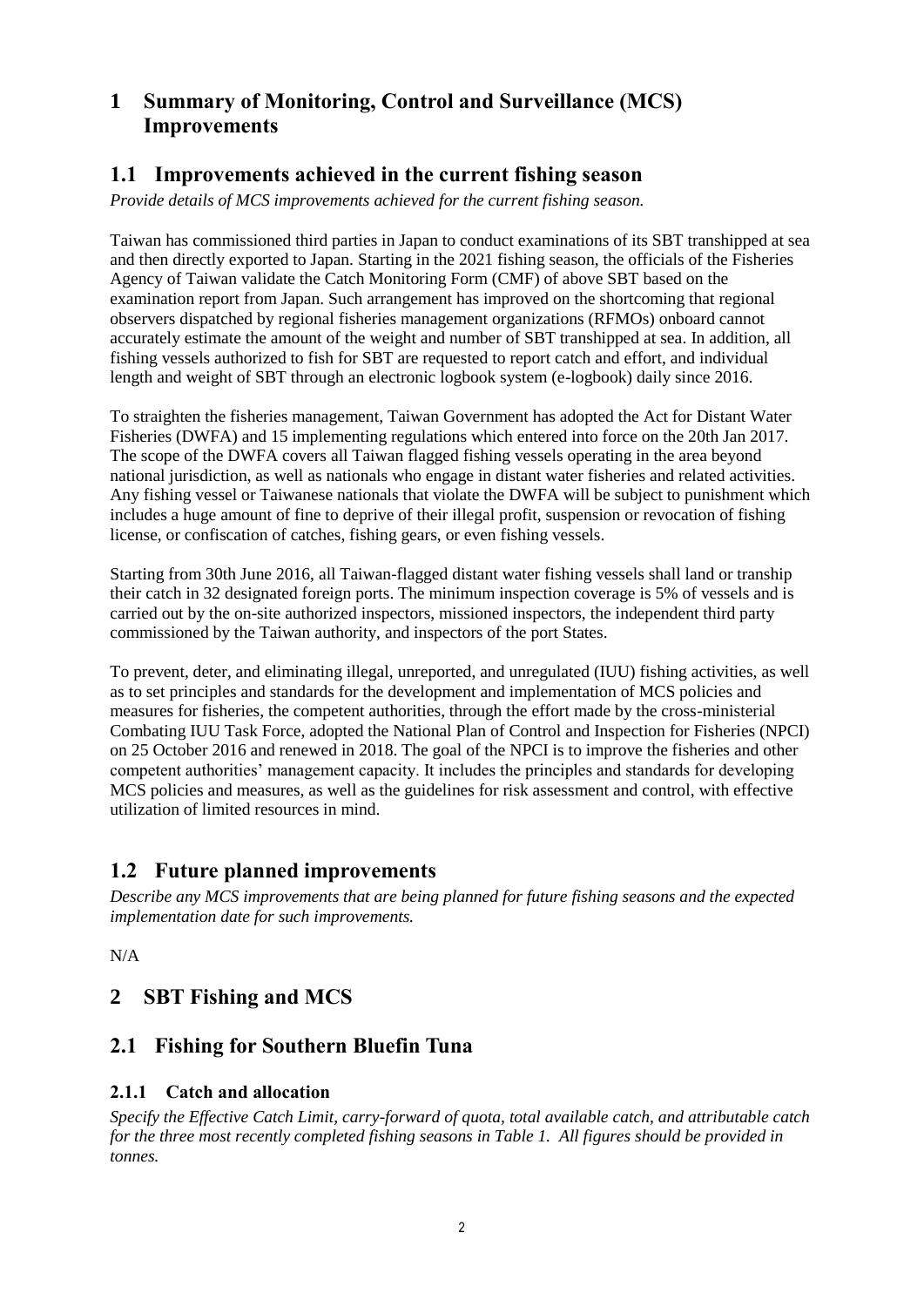# 1 Summary of Monitoring, Control and Surveillance (MCS) Improvements

## 1.1 Improvements achieved in the current fishing season

*Provide details of MCS improvements achieved for the current fishing season.*

Taiwan has commissioned third parties in Japan to conduct examinations of its SBT transhipped at sea and then directly exported to Japan. Starting in the 2021 fishing season, the officials of the Fisheries Agency of Taiwan validate the Catch Monitoring Form (CMF) of above SBT based on the examination report from Japan. Such arrangement has improved on the shortcoming that regional observers dispatched by regional fisheries management organizations (RFMOs) onboard cannot accurately estimate the amount of the weight and number of SBT transhipped at sea. In addition, all fishing vessels authorized to fish for SBT are requested to report catch and effort, and individual length and weight of SBT through an electronic logbook system (e-logbook) daily since 2016.

To straighten the fisheries management, Taiwan Government has adopted the Act for Distant Water Fisheries (DWFA) and 15 implementing regulations which entered into force on the 20th Jan 2017. The scope of the DWFA covers all Taiwan flagged fishing vessels operating in the area beyond national jurisdiction, as well as nationals who engage in distant water fisheries and related activities. Any fishing vessel or Taiwanese nationals that violate the DWFA will be subject to punishment which includes a huge amount of fine to deprive of their illegal profit, suspension or revocation of fishing license, or confiscation of catches, fishing gears, or even fishing vessels.

Starting from 30th June 2016, all Taiwan-flagged distant water fishing vessels shall land or tranship their catch in 32 designated foreign ports. The minimum inspection coverage is 5% of vessels and is carried out by the on-site authorized inspectors, missioned inspectors, the independent third party commissioned by the Taiwan authority, and inspectors of the port States.

To prevent, deter, and eliminating illegal, unreported, and unregulated (IUU) fishing activities, as well as to set principles and standards for the development and implementation of MCS policies and measures for fisheries, the competent authorities, through the effort made by the cross-ministerial Combating IUU Task Force, adopted the National Plan of Control and Inspection for Fisheries (NPCI) on 25 October 2016 and renewed in 2018. The goal of the NPCI is to improve the fisheries and other competent authorities' management capacity. It includes the principles and standards for developing MCS policies and measures, as well as the guidelines for risk assessment and control, with effective utilization of limited resources in mind.

## 1.2 Future planned improvements

*Describe any MCS improvements that are being planned for future fishing seasons and the expected implementation date for such improvements.*

N/A

# 2 SBT Fishing and MCS

## 2.1 Fishing for Southern Bluefin Tuna

### 2.1.1 Catch and allocation

*Specify the Effective Catch Limit, carry-forward of quota, total available catch, and attributable catch for the three most recently completed fishing seasons in Table 1. All figures should be provided in tonnes.*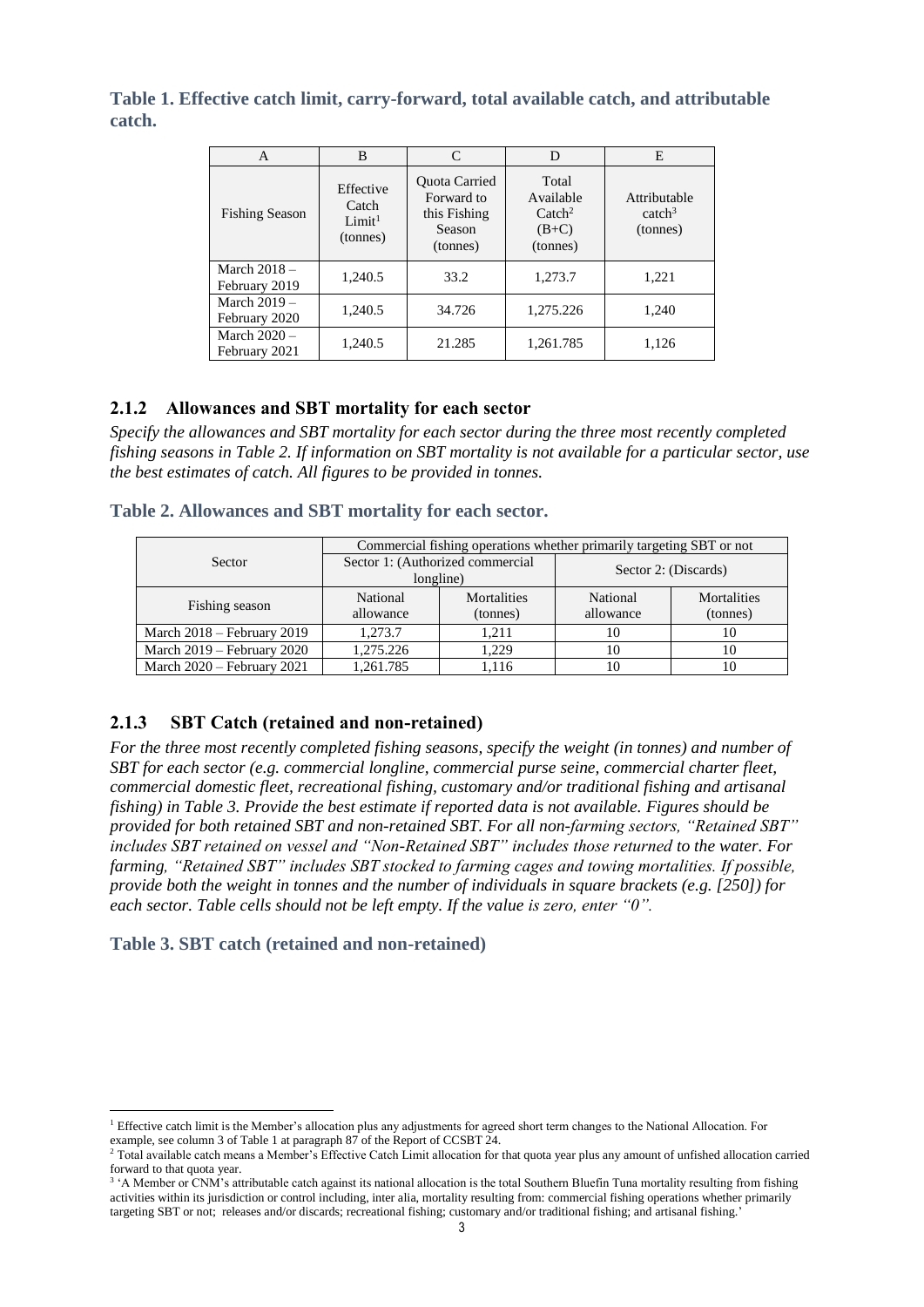**Table 1. Effective catch limit, carry-forward, total available catch, and attributable catch.**

| A | B | C | D | E |
|---|---|---|---|---|
| Fishing Season | Effective Catch Limit[1] (tonnes) | Quota Carried Forward to this Fishing Season (tonnes) | Total Available Catch[2] (B+C) (tonnes) | Attributable catch[3] (tonnes) |
| March 2018 – February 2019 | 1,240.5 | 33.2 | 1,273.7 | 1,221 |
| March 2019 – February 2020 | 1,240.5 | 34.726 | 1,275.226 | 1,240 |
| March 2020 – February 2021 | 1,240.5 | 21.285 | 1,261.785 | 1,126 |

### 2.1.2 Allowances and SBT mortality for each sector

*Specify the allowances and SBT mortality for each sector during the three most recently completed fishing seasons in Table 2. If information on SBT mortality is not available for a particular sector, use the best estimates of catch. All figures to be provided in tonnes.*

**Table 2. Allowances and SBT mortality for each sector.**

| | Commercial fishing operations whether primarily targeting SBT or not | | | |
|---|---|---|---|---|
| Sector | Sector 1: (Authorized commercial longline) | | Sector 2: (Discards) | |
| Fishing season | National allowance | Mortalities (tonnes) | National allowance | Mortalities (tonnes) |
| March 2018 – February 2019 | 1,273.7 | 1,211 | 10 | 10 |
| March 2019 – February 2020 | 1,275.226 | 1,229 | 10 | 10 |
| March 2020 – February 2021 | 1,261.785 | 1,116 | 10 | 10 |

### 2.1.3 SBT Catch (retained and non-retained)

*For the three most recently completed fishing seasons, specify the weight (in tonnes) and number of SBT for each sector (e.g. commercial longline, commercial purse seine, commercial charter fleet, commercial domestic fleet, recreational fishing, customary and/or traditional fishing and artisanal fishing) in Table 3. Provide the best estimate if reported data is not available. Figures should be provided for both retained SBT and non-retained SBT. For all non-farming sectors, "Retained SBT" includes SBT retained on vessel and "Non-Retained SBT" includes those returned to the water. For farming, "Retained SBT" includes SBT stocked to farming cages and towing mortalities. If possible, provide both the weight in tonnes and the number of individuals in square brackets (e.g. [250]) for each sector. Table cells should not be left empty. If the value is zero, enter "0".*

**Table 3. SBT catch (retained and non-retained)**

---

[1] Effective catch limit is the Member's allocation plus any adjustments for agreed short term changes to the National Allocation. For example, see column 3 of Table 1 at paragraph 87 of the Report of CCSBT 24.

[2] Total available catch means a Member's Effective Catch Limit allocation for that quota year plus any amount of unfished allocation carried forward to that quota year.

[3] 'A Member or CNM's attributable catch against its national allocation is the total Southern Bluefin Tuna mortality resulting from fishing activities within its jurisdiction or control including, inter alia, mortality resulting from: commercial fishing operations whether primarily targeting SBT or not; releases and/or discards; recreational fishing; customary and/or traditional fishing; and artisanal fishing.'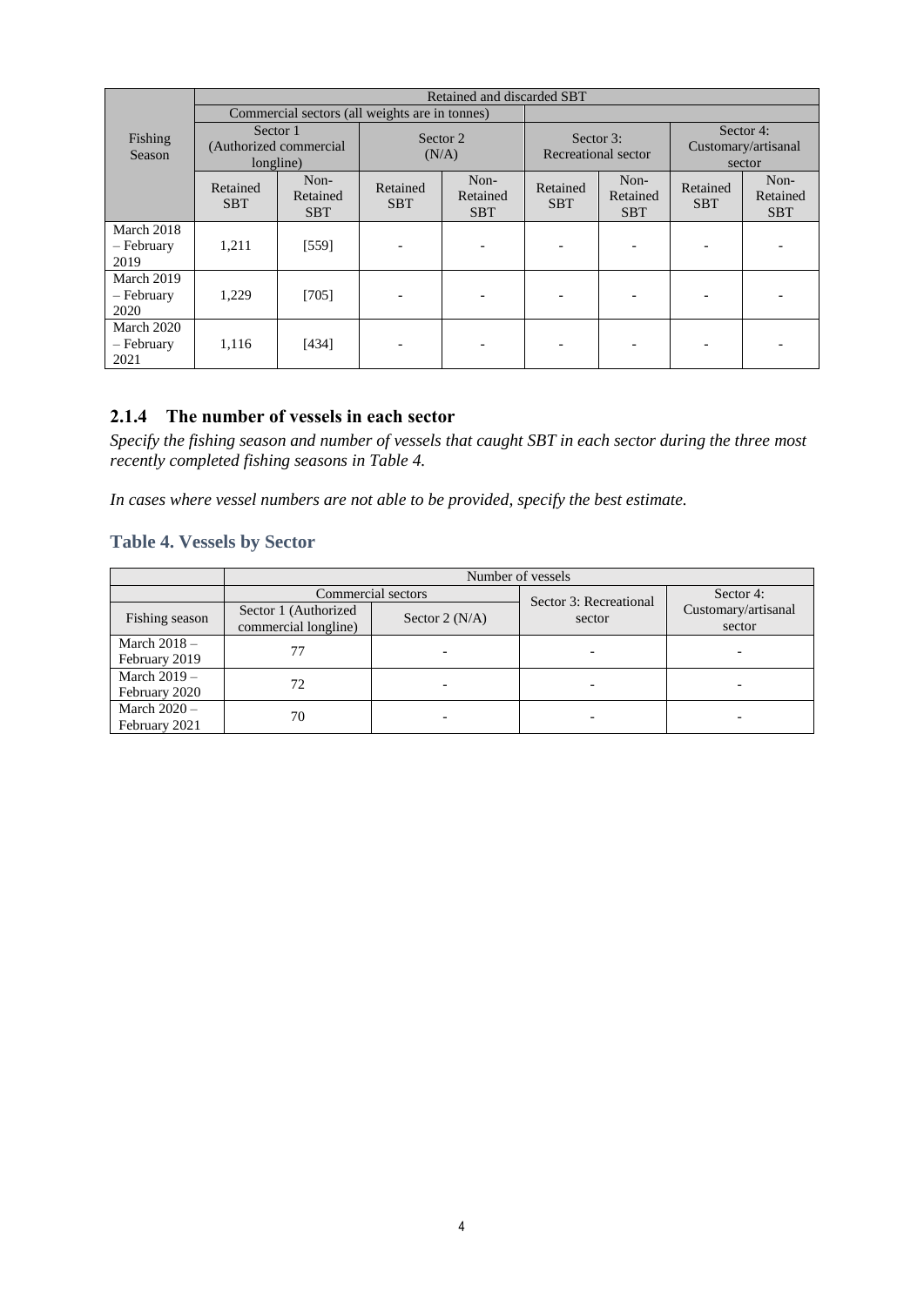| Fishing Season | Retained and discarded SBT | | | | | | | |
|---|---|---|---|---|---|---|---|---|
| | Commercial sectors (all weights are in tonnes) | | | | | | | |
| | Sector 1 (Authorized commercial longline) | | Sector 2 (N/A) | | Sector 3: Recreational sector | | Sector 4: Customary/artisanal sector | |
| | Retained SBT | Non-Retained SBT | Retained SBT | Non-Retained SBT | Retained SBT | Non-Retained SBT | Retained SBT | Non-Retained SBT |
| March 2018 – February 2019 | 1,211 | [559] | - | - | - | - | - | - |
| March 2019 – February 2020 | 1,229 | [705] | - | - | - | - | - | - |
| March 2020 – February 2021 | 1,116 | [434] | - | - | - | - | - | - |

### 2.1.4 The number of vessels in each sector

*Specify the fishing season and number of vessels that caught SBT in each sector during the three most recently completed fishing seasons in Table 4.*

*In cases where vessel numbers are not able to be provided, specify the best estimate.*

### Table 4. Vessels by Sector

| | Number of vessels | | | |
|---|---|---|---|---|
| | Commercial sectors | | Sector 3: Recreational sector | Sector 4: Customary/artisanal sector |
| Fishing season | Sector 1 (Authorized commercial longline) | Sector 2 (N/A) | | |
| March 2018 – February 2019 | 77 | - | - | - |
| March 2019 – February 2020 | 72 | - | - | - |
| March 2020 – February 2021 | 70 | - | - | - |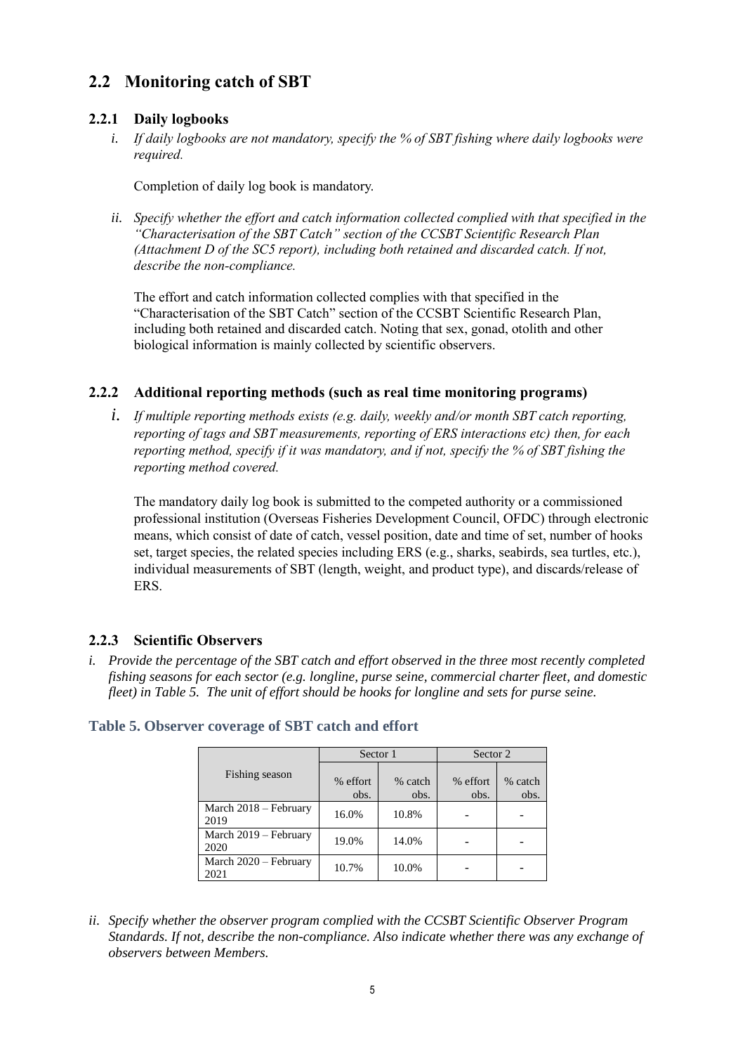## 2.2 Monitoring catch of SBT

### 2.2.1 Daily logbooks

*i. If daily logbooks are not mandatory, specify the % of SBT fishing where daily logbooks were required.*

Completion of daily log book is mandatory.

*ii. Specify whether the effort and catch information collected complied with that specified in the "Characterisation of the SBT Catch" section of the CCSBT Scientific Research Plan (Attachment D of the SC5 report), including both retained and discarded catch. If not, describe the non-compliance.*

The effort and catch information collected complies with that specified in the "Characterisation of the SBT Catch" section of the CCSBT Scientific Research Plan, including both retained and discarded catch. Noting that sex, gonad, otolith and other biological information is mainly collected by scientific observers.

### 2.2.2 Additional reporting methods (such as real time monitoring programs)

*i. If multiple reporting methods exists (e.g. daily, weekly and/or month SBT catch reporting, reporting of tags and SBT measurements, reporting of ERS interactions etc) then, for each reporting method, specify if it was mandatory, and if not, specify the % of SBT fishing the reporting method covered.*

The mandatory daily log book is submitted to the competed authority or a commissioned professional institution (Overseas Fisheries Development Council, OFDC) through electronic means, which consist of date of catch, vessel position, date and time of set, number of hooks set, target species, the related species including ERS (e.g., sharks, seabirds, sea turtles, etc.), individual measurements of SBT (length, weight, and product type), and discards/release of ERS.

### 2.2.3 Scientific Observers

*i. Provide the percentage of the SBT catch and effort observed in the three most recently completed fishing seasons for each sector (e.g. longline, purse seine, commercial charter fleet, and domestic fleet) in Table 5. The unit of effort should be hooks for longline and sets for purse seine.*

**Table 5. Observer coverage of SBT catch and effort**

| Fishing season | Sector 1 | | Sector 2 | |
|---|---|---|---|---|
| | % effort obs. | % catch obs. | % effort obs. | % catch obs. |
| March 2018 – February 2019 | 16.0% | 10.8% | - | - |
| March 2019 – February 2020 | 19.0% | 14.0% | - | - |
| March 2020 – February 2021 | 10.7% | 10.0% | - | - |

*ii. Specify whether the observer program complied with the CCSBT Scientific Observer Program Standards. If not, describe the non-compliance. Also indicate whether there was any exchange of observers between Members.*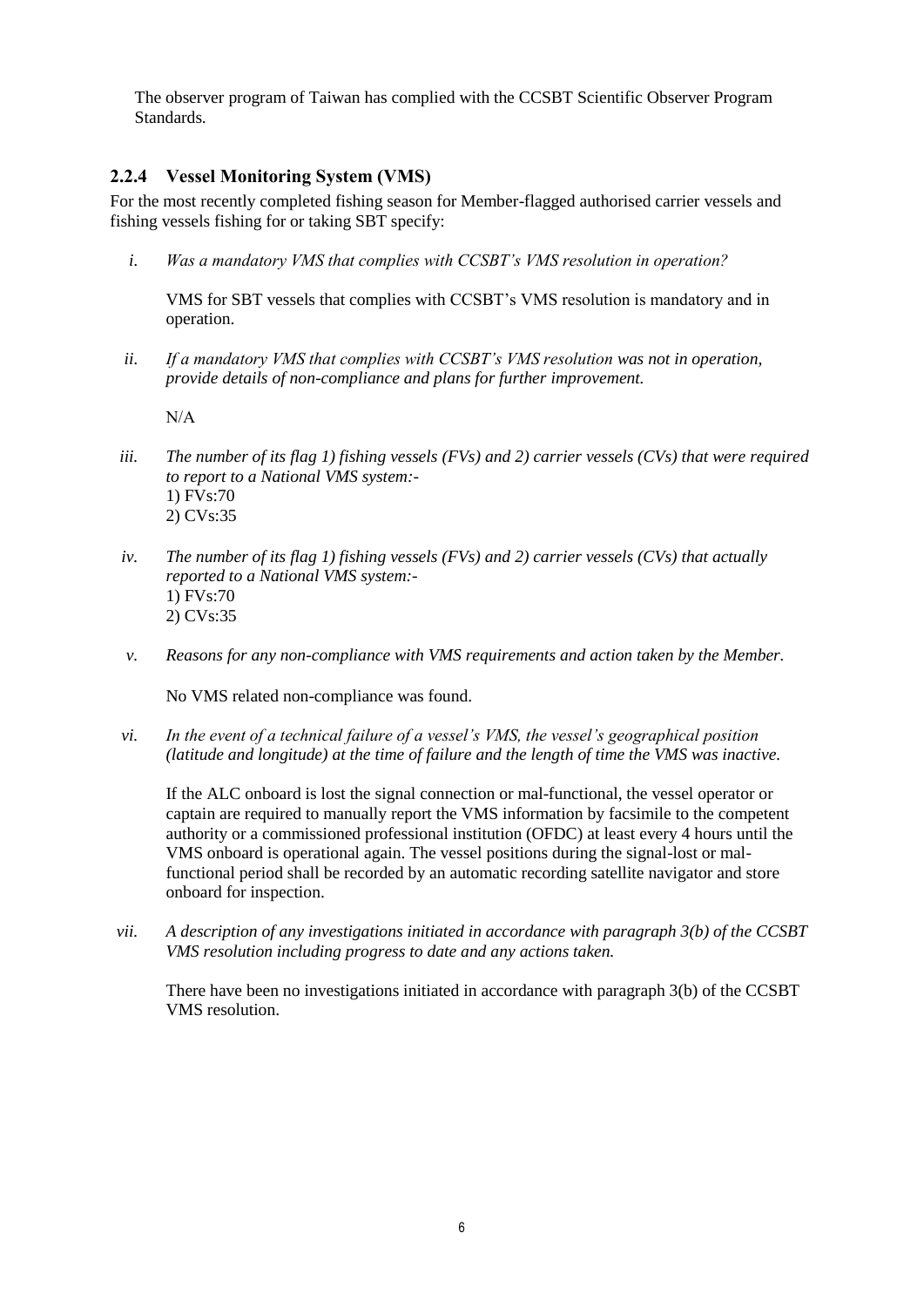The observer program of Taiwan has complied with the CCSBT Scientific Observer Program Standards.

### 2.2.4 Vessel Monitoring System (VMS)

For the most recently completed fishing season for Member-flagged authorised carrier vessels and fishing vessels fishing for or taking SBT specify:

*i. Was a mandatory VMS that complies with CCSBT's VMS resolution in operation?*

VMS for SBT vessels that complies with CCSBT's VMS resolution is mandatory and in operation.

*ii. If a mandatory VMS that complies with CCSBT's VMS resolution was not in operation, provide details of non-compliance and plans for further improvement.*

N/A

*iii. The number of its flag 1) fishing vessels (FVs) and 2) carrier vessels (CVs) that were required to report to a National VMS system:-*
1) FVs:70
2) CVs:35

*iv. The number of its flag 1) fishing vessels (FVs) and 2) carrier vessels (CVs) that actually reported to a National VMS system:-*
1) FVs:70
2) CVs:35

*v. Reasons for any non-compliance with VMS requirements and action taken by the Member.*

No VMS related non-compliance was found.

*vi. In the event of a technical failure of a vessel's VMS, the vessel's geographical position (latitude and longitude) at the time of failure and the length of time the VMS was inactive.*

If the ALC onboard is lost the signal connection or mal-functional, the vessel operator or captain are required to manually report the VMS information by facsimile to the competent authority or a commissioned professional institution (OFDC) at least every 4 hours until the VMS onboard is operational again. The vessel positions during the signal-lost or mal-functional period shall be recorded by an automatic recording satellite navigator and store onboard for inspection.

*vii. A description of any investigations initiated in accordance with paragraph 3(b) of the CCSBT VMS resolution including progress to date and any actions taken.*

There have been no investigations initiated in accordance with paragraph 3(b) of the CCSBT VMS resolution.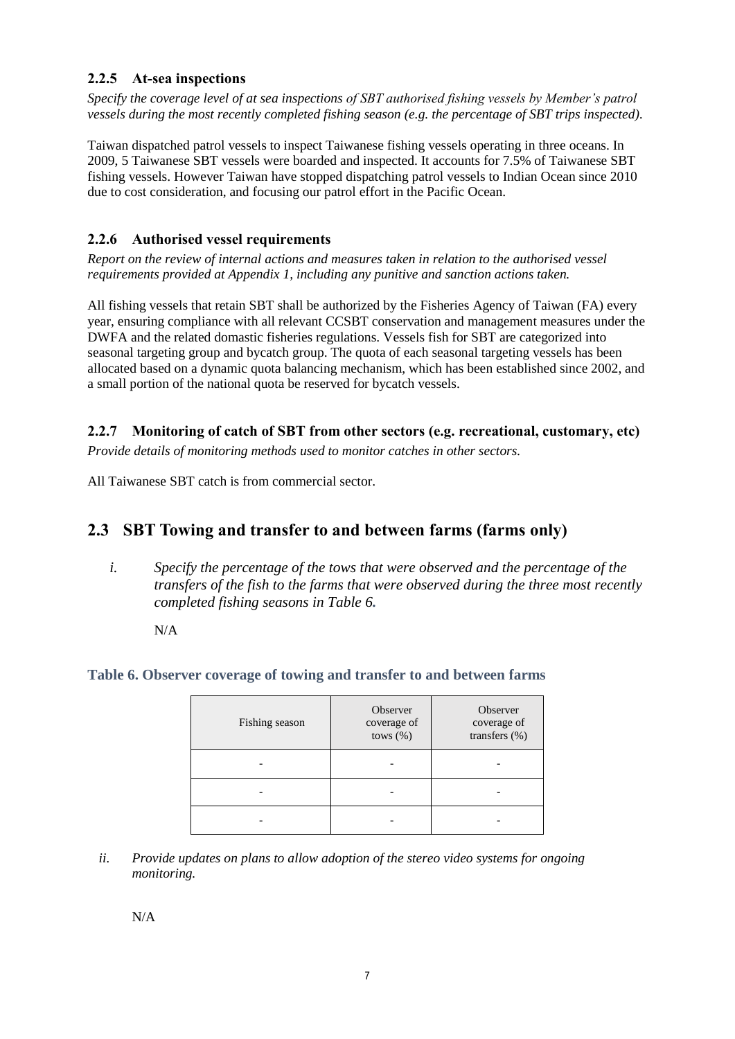### 2.2.5 At-sea inspections

*Specify the coverage level of at sea inspections of SBT authorised fishing vessels by Member's patrol vessels during the most recently completed fishing season (e.g. the percentage of SBT trips inspected).*

Taiwan dispatched patrol vessels to inspect Taiwanese fishing vessels operating in three oceans. In 2009, 5 Taiwanese SBT vessels were boarded and inspected. It accounts for 7.5% of Taiwanese SBT fishing vessels. However Taiwan have stopped dispatching patrol vessels to Indian Ocean since 2010 due to cost consideration, and focusing our patrol effort in the Pacific Ocean.

### 2.2.6 Authorised vessel requirements

*Report on the review of internal actions and measures taken in relation to the authorised vessel requirements provided at Appendix 1, including any punitive and sanction actions taken.*

All fishing vessels that retain SBT shall be authorized by the Fisheries Agency of Taiwan (FA) every year, ensuring compliance with all relevant CCSBT conservation and management measures under the DWFA and the related domastic fisheries regulations. Vessels fish for SBT are categorized into seasonal targeting group and bycatch group. The quota of each seasonal targeting vessels has been allocated based on a dynamic quota balancing mechanism, which has been established since 2002, and a small portion of the national quota be reserved for bycatch vessels.

### 2.2.7 Monitoring of catch of SBT from other sectors (e.g. recreational, customary, etc)

*Provide details of monitoring methods used to monitor catches in other sectors.*

All Taiwanese SBT catch is from commercial sector.

## 2.3 SBT Towing and transfer to and between farms (farms only)

i. *Specify the percentage of the tows that were observed and the percentage of the transfers of the fish to the farms that were observed during the three most recently completed fishing seasons in Table 6.*

   N/A

**Table 6. Observer coverage of towing and transfer to and between farms**

| Fishing season | Observer coverage of tows (%) | Observer coverage of transfers (%) |
|---|---|---|
| - | - | - |
| - | - | - |
| - | - | - |

ii. *Provide updates on plans to allow adoption of the stereo video systems for ongoing monitoring.*

   N/A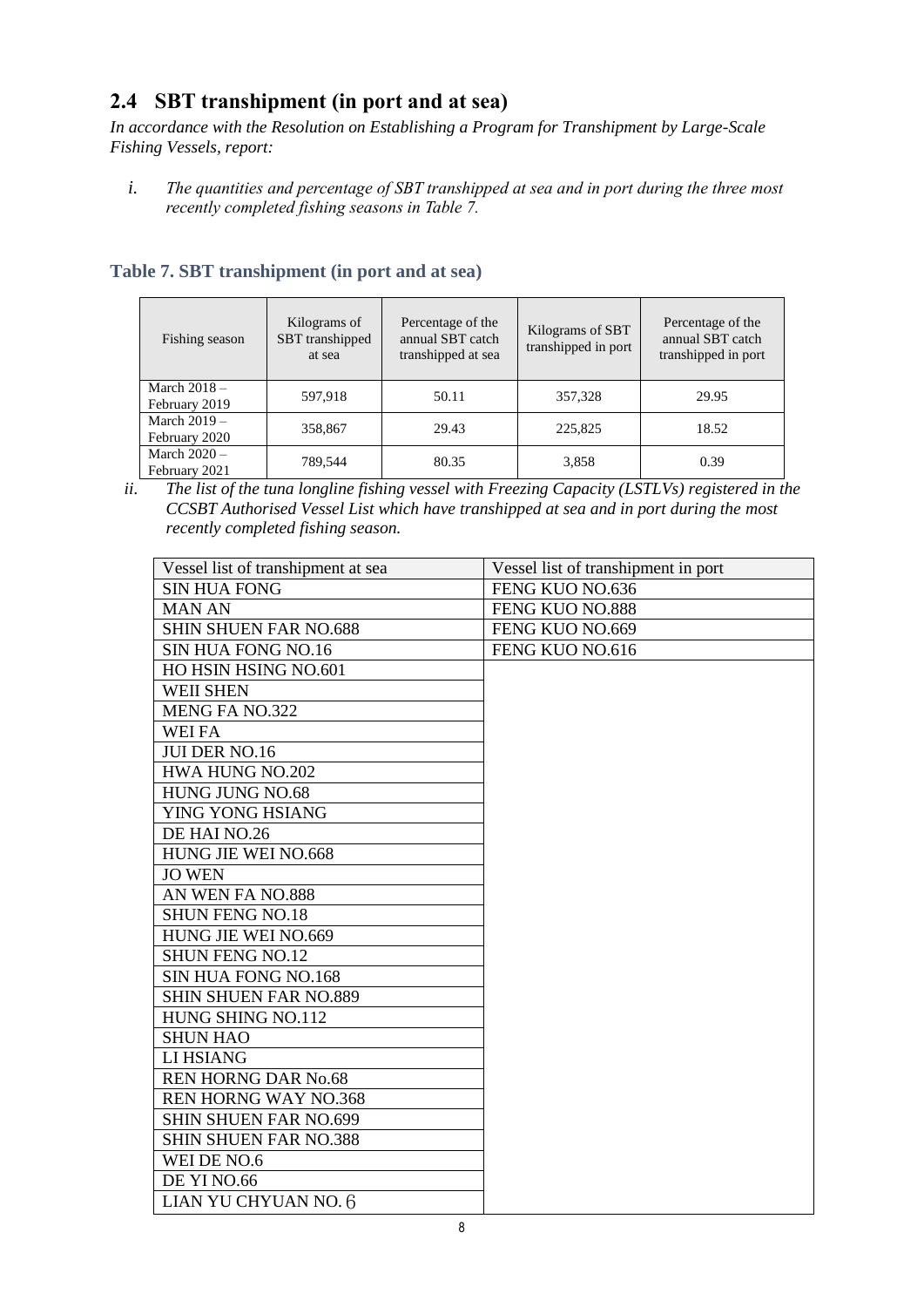## 2.4 SBT transhipment (in port and at sea)

*In accordance with the Resolution on Establishing a Program for Transhipment by Large-Scale Fishing Vessels, report:*

*i. The quantities and percentage of SBT transhipped at sea and in port during the three most recently completed fishing seasons in Table 7.*

### Table 7. SBT transhipment (in port and at sea)

| Fishing season | Kilograms of SBT transhipped at sea | Percentage of the annual SBT catch transhipped at sea | Kilograms of SBT transhipped in port | Percentage of the annual SBT catch transhipped in port |
|---|---|---|---|---|
| March 2018 – February 2019 | 597,918 | 50.11 | 357,328 | 29.95 |
| March 2019 – February 2020 | 358,867 | 29.43 | 225,825 | 18.52 |
| March 2020 – February 2021 | 789,544 | 80.35 | 3,858 | 0.39 |

*ii. The list of the tuna longline fishing vessel with Freezing Capacity (LSTLVs) registered in the CCSBT Authorised Vessel List which have transhipped at sea and in port during the most recently completed fishing season.*

| Vessel list of transhipment at sea | Vessel list of transhipment in port |
|---|---|
| SIN HUA FONG | FENG KUO NO.636 |
| MAN AN | FENG KUO NO.888 |
| SHIN SHUEN FAR NO.688 | FENG KUO NO.669 |
| SIN HUA FONG NO.16 | FENG KUO NO.616 |
| HO HSIN HSING NO.601 | |
| WEII SHEN | |
| MENG FA NO.322 | |
| WEI FA | |
| JUI DER NO.16 | |
| HWA HUNG NO.202 | |
| HUNG JUNG NO.68 | |
| YING YONG HSIANG | |
| DE HAI NO.26 | |
| HUNG JIE WEI NO.668 | |
| JO WEN | |
| AN WEN FA NO.888 | |
| SHUN FENG NO.18 | |
| HUNG JIE WEI NO.669 | |
| SHUN FENG NO.12 | |
| SIN HUA FONG NO.168 | |
| SHIN SHUEN FAR NO.889 | |
| HUNG SHING NO.112 | |
| SHUN HAO | |
| LI HSIANG | |
| REN HORNG DAR No.68 | |
| REN HORNG WAY NO.368 | |
| SHIN SHUEN FAR NO.699 | |
| SHIN SHUEN FAR NO.388 | |
| WEI DE NO.6 | |
| DE YI NO.66 | |
| LIAN YU CHYUAN NO. 6 | |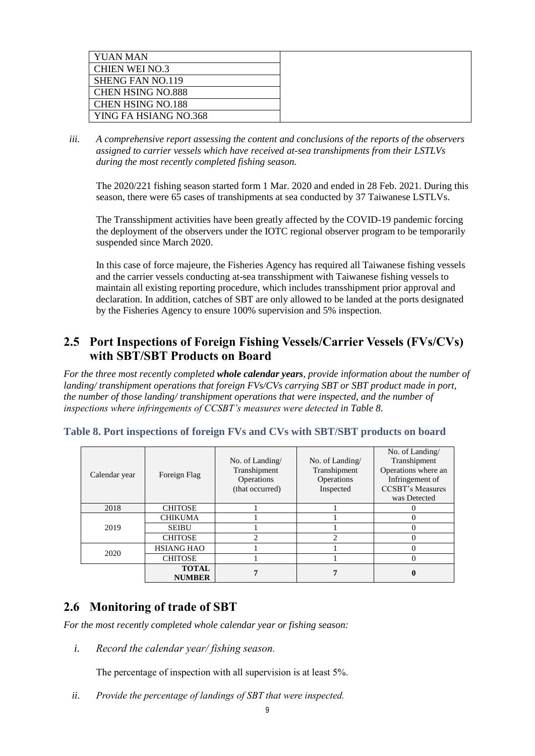| YUAN MAN | |
|---|---|
| CHIEN WEI NO.3 | |
| SHENG FAN NO.119 | |
| CHEN HSING NO.888 | |
| CHEN HSING NO.188 | |
| YING FA HSIANG NO.368 | |

iii. *A comprehensive report assessing the content and conclusions of the reports of the observers assigned to carrier vessels which have received at-sea transhipments from their LSTLVs during the most recently completed fishing season.*

The 2020/221 fishing season started form 1 Mar. 2020 and ended in 28 Feb. 2021. During this season, there were 65 cases of transhipments at sea conducted by 37 Taiwanese LSTLVs.

The Transshipment activities have been greatly affected by the COVID-19 pandemic forcing the deployment of the observers under the IOTC regional observer program to be temporarily suspended since March 2020.

In this case of force majeure, the Fisheries Agency has required all Taiwanese fishing vessels and the carrier vessels conducting at-sea transshipment with Taiwanese fishing vessels to maintain all existing reporting procedure, which includes transshipment prior approval and declaration. In addition, catches of SBT are only allowed to be landed at the ports designated by the Fisheries Agency to ensure 100% supervision and 5% inspection.

## 2.5 Port Inspections of Foreign Fishing Vessels/Carrier Vessels (FVs/CVs) with SBT/SBT Products on Board

*For the three most recently completed **whole calendar years**, provide information about the number of landing/ transhipment operations that foreign FVs/CVs carrying SBT or SBT product made in port, the number of those landing/ transhipment operations that were inspected, and the number of inspections where infringements of CCSBT's measures were detected in Table 8.*

**Table 8. Port inspections of foreign FVs and CVs with SBT/SBT products on board**

| Calendar year | Foreign Flag | No. of Landing/ Transhipment Operations (that occurred) | No. of Landing/ Transhipment Operations Inspected | No. of Landing/ Transhipment Operations where an Infringement of CCSBT's Measures was Detected |
|---|---|---|---|---|
| 2018 | CHITOSE | 1 | 1 | 0 |
| 2019 | CHIKUMA | 1 | 1 | 0 |
| | SEIBU | 1 | 1 | 0 |
| | CHITOSE | 2 | 2 | 0 |
| 2020 | HSIANG HAO | 1 | 1 | 0 |
| | CHITOSE | 1 | 1 | 0 |
| | **TOTAL NUMBER** | **7** | **7** | **0** |

## 2.6 Monitoring of trade of SBT

*For the most recently completed whole calendar year or fishing season:*

i. *Record the calendar year/ fishing season.*

The percentage of inspection with all supervision is at least 5%.

ii. *Provide the percentage of landings of SBT that were inspected.*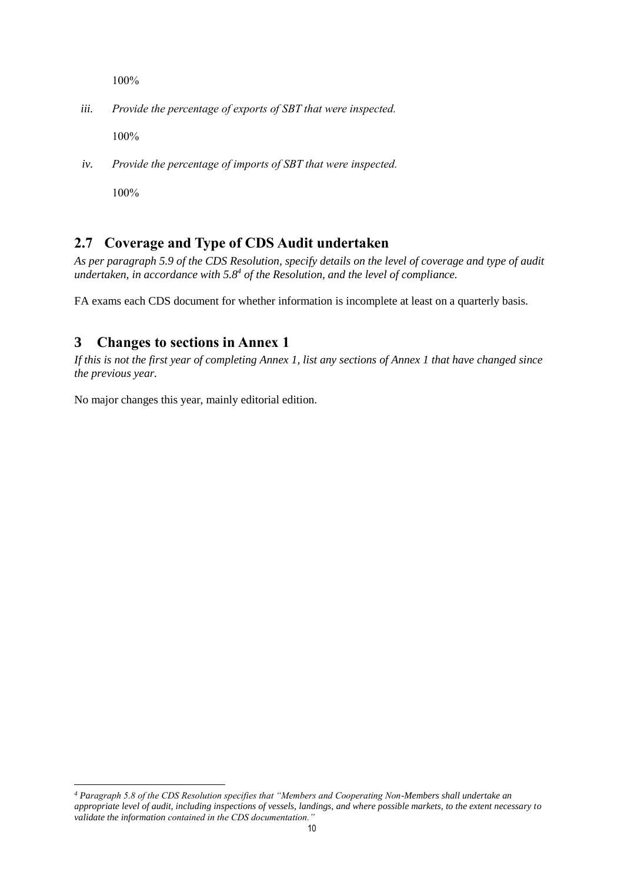100%

iii. *Provide the percentage of exports of SBT that were inspected.*

100%

iv. *Provide the percentage of imports of SBT that were inspected.*

100%

## 2.7 Coverage and Type of CDS Audit undertaken

***As per paragraph 5.9 of the CDS Resolution, specify details on the level of coverage and type of audit undertaken, in accordance with 5.8[4] of the Resolution, and the level of compliance.***

FA exams each CDS document for whether information is incomplete at least on a quarterly basis.

# 3 Changes to sections in Annex 1

*If this is not the first year of completing Annex 1, list any sections of Annex 1 that have changed since the previous year.*

No major changes this year, mainly editorial edition.

---

*[4] Paragraph 5.8 of the CDS Resolution specifies that "Members and Cooperating Non-Members shall undertake an appropriate level of audit, including inspections of vessels, landings, and where possible markets, to the extent necessary to validate the information contained in the CDS documentation."*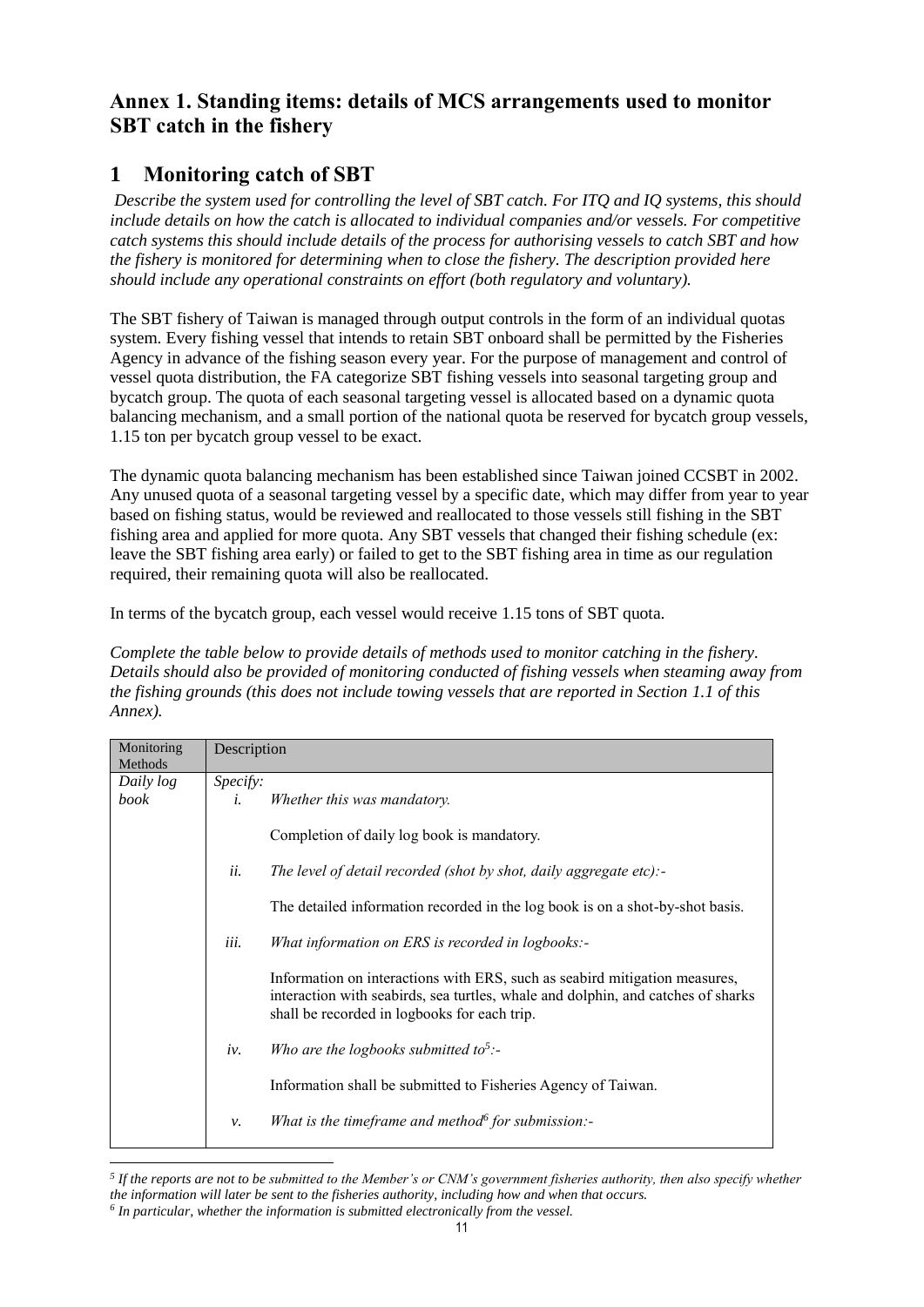## Annex 1. Standing items: details of MCS arrangements used to monitor SBT catch in the fishery

## 1 Monitoring catch of SBT

*Describe the system used for controlling the level of SBT catch. For ITQ and IQ systems, this should include details on how the catch is allocated to individual companies and/or vessels. For competitive catch systems this should include details of the process for authorising vessels to catch SBT and how the fishery is monitored for determining when to close the fishery. The description provided here should include any operational constraints on effort (both regulatory and voluntary).*

The SBT fishery of Taiwan is managed through output controls in the form of an individual quotas system. Every fishing vessel that intends to retain SBT onboard shall be permitted by the Fisheries Agency in advance of the fishing season every year. For the purpose of management and control of vessel quota distribution, the FA categorize SBT fishing vessels into seasonal targeting group and bycatch group. The quota of each seasonal targeting vessel is allocated based on a dynamic quota balancing mechanism, and a small portion of the national quota be reserved for bycatch group vessels, 1.15 ton per bycatch group vessel to be exact.

The dynamic quota balancing mechanism has been established since Taiwan joined CCSBT in 2002. Any unused quota of a seasonal targeting vessel by a specific date, which may differ from year to year based on fishing status, would be reviewed and reallocated to those vessels still fishing in the SBT fishing area and applied for more quota. Any SBT vessels that changed their fishing schedule (ex: leave the SBT fishing area early) or failed to get to the SBT fishing area in time as our regulation required, their remaining quota will also be reallocated.

In terms of the bycatch group, each vessel would receive 1.15 tons of SBT quota.

*Complete the table below to provide details of methods used to monitor catching in the fishery. Details should also be provided of monitoring conducted of fishing vessels when steaming away from the fishing grounds (this does not include towing vessels that are reported in Section 1.1 of this Annex).*

| Monitoring Methods | Description |
|---|---|
| *Daily log book* | *Specify:*<br>*i. Whether this was mandatory.*<br>Completion of daily log book is mandatory.<br>*ii. The level of detail recorded (shot by shot, daily aggregate etc):-*<br>The detailed information recorded in the log book is on a shot-by-shot basis.<br>*iii. What information on ERS is recorded in logbooks:-*<br>Information on interactions with ERS, such as seabird mitigation measures, interaction with seabirds, sea turtles, whale and dolphin, and catches of sharks shall be recorded in logbooks for each trip.<br>*iv. Who are the logbooks submitted to[5]:-*<br>Information shall be submitted to Fisheries Agency of Taiwan.<br>*v. What is the timeframe and method[6] for submission:-* |

*[5] If the reports are not to be submitted to the Member's or CNM's government fisheries authority, then also specify whether the information will later be sent to the fisheries authority, including how and when that occurs.*

*[6] In particular, whether the information is submitted electronically from the vessel.*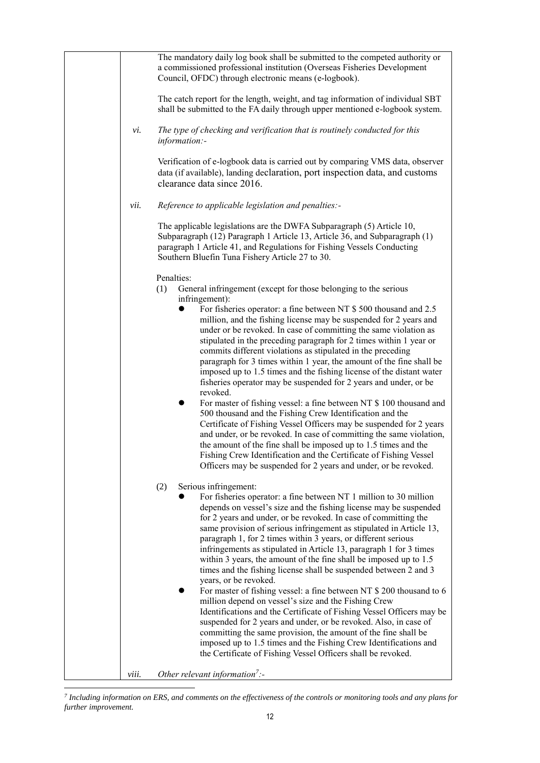The mandatory daily log book shall be submitted to the competed authority or a commissioned professional institution (Overseas Fisheries Development Council, OFDC) through electronic means (e-logbook).

The catch report for the length, weight, and tag information of individual SBT shall be submitted to the FA daily through upper mentioned e-logbook system.

vi. *The type of checking and verification that is routinely conducted for this information:-*

Verification of e-logbook data is carried out by comparing VMS data, observer data (if available), landing declaration, port inspection data, and customs clearance data since 2016.

vii. *Reference to applicable legislation and penalties:-*

The applicable legislations are the DWFA Subparagraph (5) Article 10, Subparagraph (12) Paragraph 1 Article 13, Article 36, and Subparagraph (1) paragraph 1 Article 41, and Regulations for Fishing Vessels Conducting Southern Bluefin Tuna Fishery Article 27 to 30.

Penalties:

(1) General infringement (except for those belonging to the serious infringement):
- For fisheries operator: a fine between NT $ 500 thousand and 2.5 million, and the fishing license may be suspended for 2 years and under or be revoked. In case of committing the same violation as stipulated in the preceding paragraph for 2 times within 1 year or commits different violations as stipulated in the preceding paragraph for 3 times within 1 year, the amount of the fine shall be imposed up to 1.5 times and the fishing license of the distant water fisheries operator may be suspended for 2 years and under, or be revoked.
- For master of fishing vessel: a fine between NT $ 100 thousand and 500 thousand and the Fishing Crew Identification and the Certificate of Fishing Vessel Officers may be suspended for 2 years and under, or be revoked. In case of committing the same violation, the amount of the fine shall be imposed up to 1.5 times and the Fishing Crew Identification and the Certificate of Fishing Vessel Officers may be suspended for 2 years and under, or be revoked.

(2) Serious infringement:
- For fisheries operator: a fine between NT 1 million to 30 million depends on vessel's size and the fishing license may be suspended for 2 years and under, or be revoked. In case of committing the same provision of serious infringement as stipulated in Article 13, paragraph 1, for 2 times within 3 years, or different serious infringements as stipulated in Article 13, paragraph 1 for 3 times within 3 years, the amount of the fine shall be imposed up to 1.5 times and the fishing license shall be suspended between 2 and 3 years, or be revoked.
- For master of fishing vessel: a fine between NT $ 200 thousand to 6 million depend on vessel's size and the Fishing Crew Identifications and the Certificate of Fishing Vessel Officers may be suspended for 2 years and under, or be revoked. Also, in case of committing the same provision, the amount of the fine shall be imposed up to 1.5 times and the Fishing Crew Identifications and the Certificate of Fishing Vessel Officers shall be revoked.

viii. *Other relevant information[7]:-*

[7] *Including information on ERS, and comments on the effectiveness of the controls or monitoring tools and any plans for further improvement.*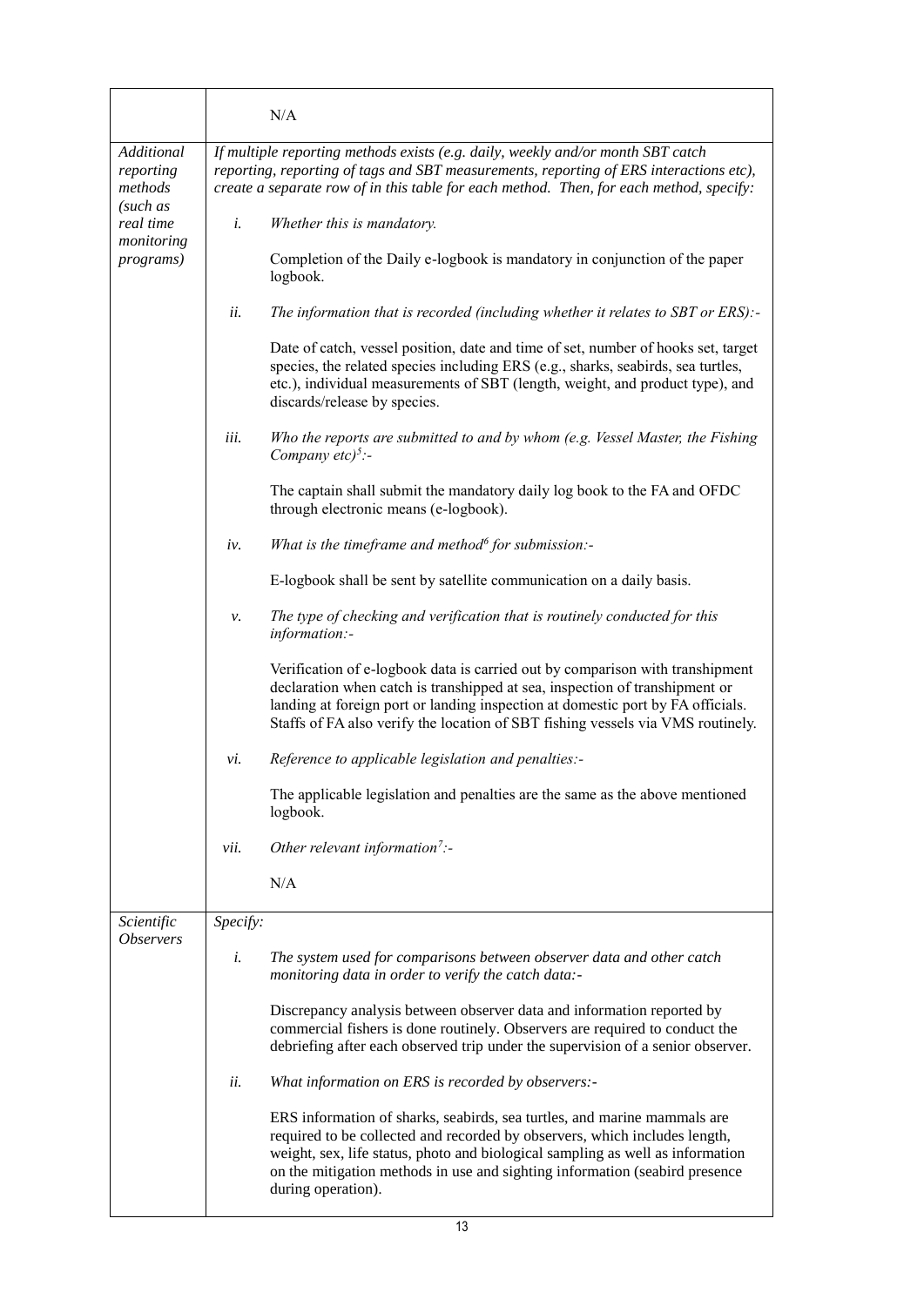| | |
|---|---|
| | N/A |
| *Additional reporting methods (such as real time monitoring programs)* | *If multiple reporting methods exists (e.g. daily, weekly and/or month SBT catch reporting, reporting of tags and SBT measurements, reporting of ERS interactions etc), create a separate row of in this table for each method. Then, for each method, specify:*<br><br>*i.* *Whether this is mandatory.*<br><br>Completion of the Daily e-logbook is mandatory in conjunction of the paper logbook.<br><br>*ii.* *The information that is recorded (including whether it relates to SBT or ERS):-*<br><br>Date of catch, vessel position, date and time of set, number of hooks set, target species, the related species including ERS (e.g., sharks, seabirds, sea turtles, etc.), individual measurements of SBT (length, weight, and product type), and discards/release by species.<br><br>*iii.* *Who the reports are submitted to and by whom (e.g. Vessel Master, the Fishing Company etc)[5]:-*<br><br>The captain shall submit the mandatory daily log book to the FA and OFDC through electronic means (e-logbook).<br><br>*iv.* *What is the timeframe and method[6] for submission:-*<br><br>E-logbook shall be sent by satellite communication on a daily basis.<br><br>*v.* *The type of checking and verification that is routinely conducted for this information:-*<br><br>Verification of e-logbook data is carried out by comparison with transhipment declaration when catch is transhipped at sea, inspection of transhipment or landing at foreign port or landing inspection at domestic port by FA officials. Staffs of FA also verify the location of SBT fishing vessels via VMS routinely.<br><br>*vi.* *Reference to applicable legislation and penalties:-*<br><br>The applicable legislation and penalties are the same as the above mentioned logbook.<br><br>*vii.* *Other relevant information[7]:-*<br><br>N/A |
| *Scientific Observers* | *Specify:*<br><br>*i.* *The system used for comparisons between observer data and other catch monitoring data in order to verify the catch data:-*<br><br>Discrepancy analysis between observer data and information reported by commercial fishers is done routinely. Observers are required to conduct the debriefing after each observed trip under the supervision of a senior observer.<br><br>*ii.* *What information on ERS is recorded by observers:-*<br><br>ERS information of sharks, seabirds, sea turtles, and marine mammals are required to be collected and recorded by observers, which includes length, weight, sex, life status, photo and biological sampling as well as information on the mitigation methods in use and sighting information (seabird presence during operation). |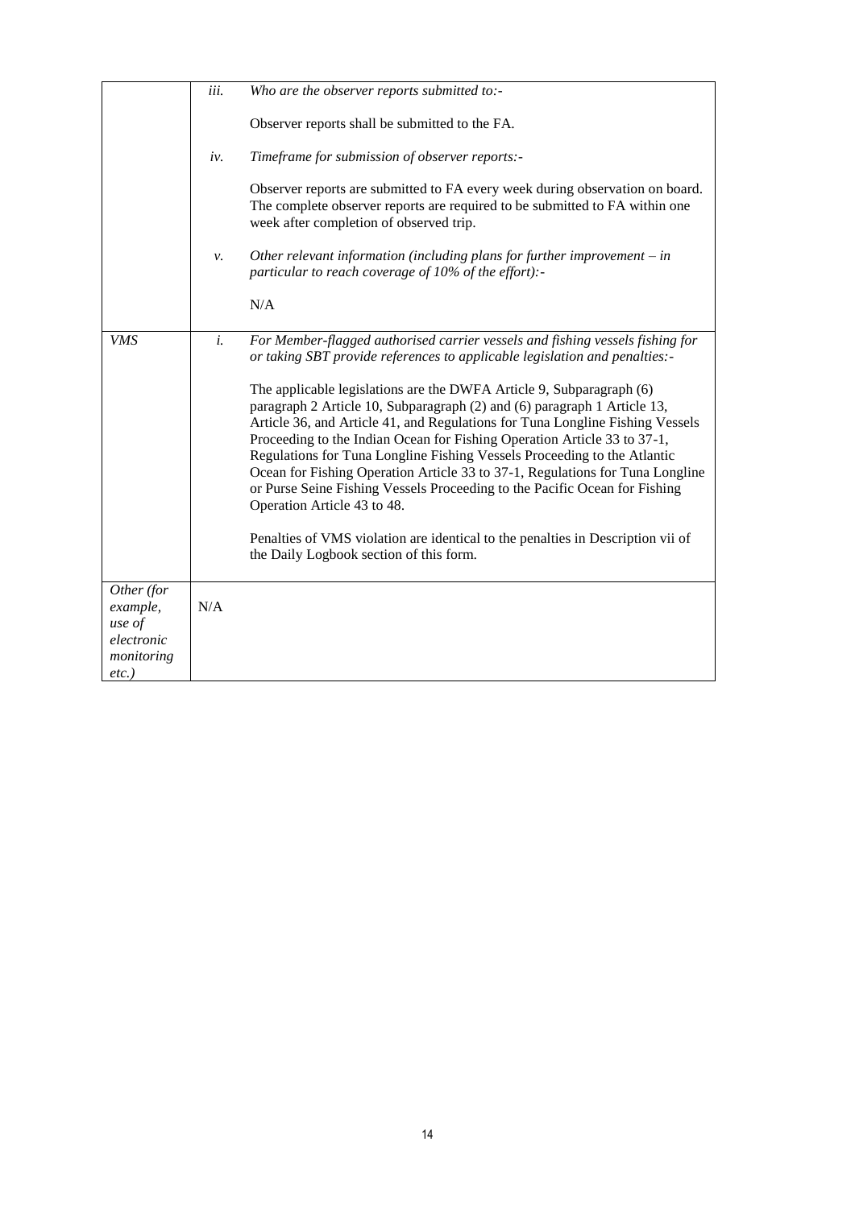| | | |
|---|---|---|
| | *iii.* | *Who are the observer reports submitted to:-*<br><br>Observer reports shall be submitted to the FA. |
| | *iv.* | *Timeframe for submission of observer reports:-*<br><br>Observer reports are submitted to FA every week during observation on board. The complete observer reports are required to be submitted to FA within one week after completion of observed trip. |
| | *v.* | *Other relevant information (including plans for further improvement – in particular to reach coverage of 10% of the effort):-*<br><br>N/A |
| *VMS* | *i.* | *For Member-flagged authorised carrier vessels and fishing vessels fishing for or taking SBT provide references to applicable legislation and penalties:-*<br><br>The applicable legislations are the DWFA Article 9, Subparagraph (6) paragraph 2 Article 10, Subparagraph (2) and (6) paragraph 1 Article 13, Article 36, and Article 41, and Regulations for Tuna Longline Fishing Vessels Proceeding to the Indian Ocean for Fishing Operation Article 33 to 37-1, Regulations for Tuna Longline Fishing Vessels Proceeding to the Atlantic Ocean for Fishing Operation Article 33 to 37-1, Regulations for Tuna Longline or Purse Seine Fishing Vessels Proceeding to the Pacific Ocean for Fishing Operation Article 43 to 48.<br><br>Penalties of VMS violation are identical to the penalties in Description vii of the Daily Logbook section of this form. |
| *Other (for example, use of electronic monitoring etc.)* | N/A | |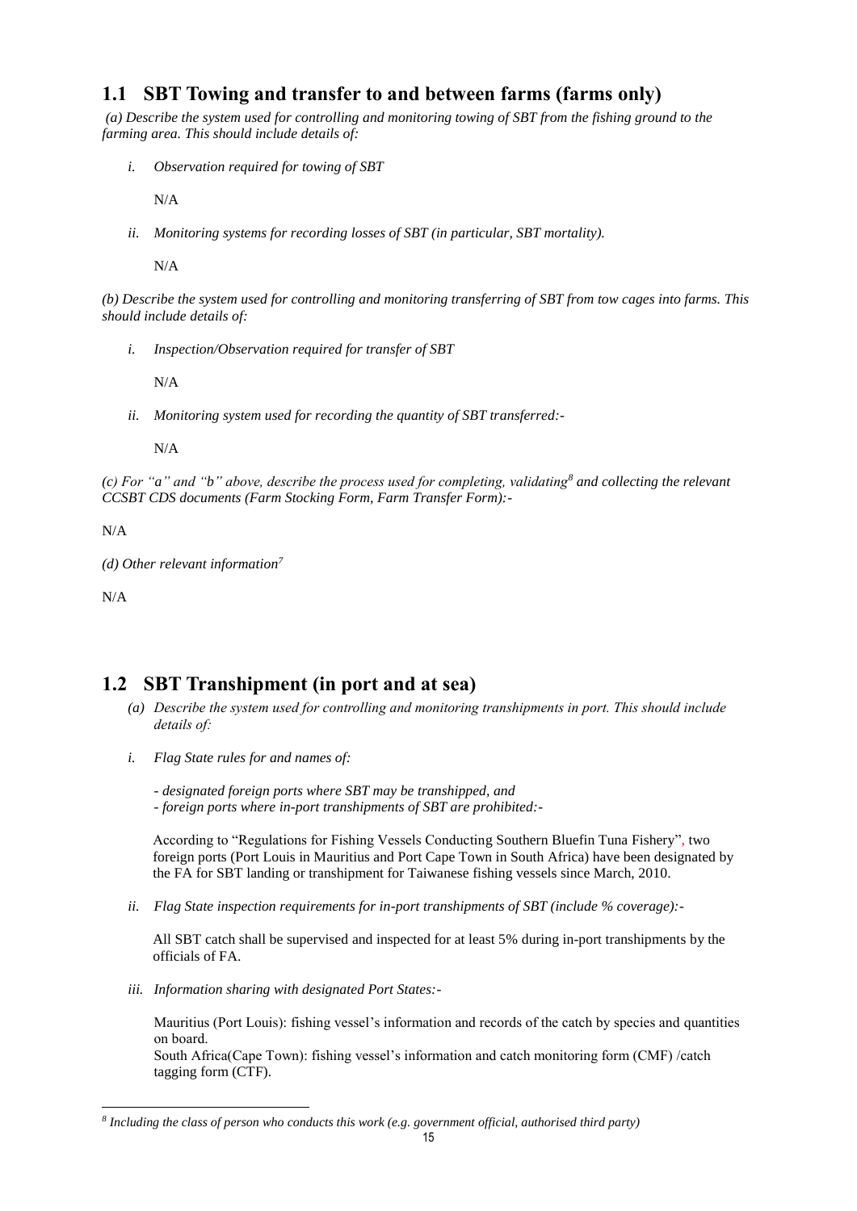## 1.1 SBT Towing and transfer to and between farms (farms only)

*(a) Describe the system used for controlling and monitoring towing of SBT from the fishing ground to the farming area. This should include details of:*

*i. Observation required for towing of SBT*

N/A

*ii. Monitoring systems for recording losses of SBT (in particular, SBT mortality).*

N/A

*(b) Describe the system used for controlling and monitoring transferring of SBT from tow cages into farms. This should include details of:*

*i. Inspection/Observation required for transfer of SBT*

N/A

*ii. Monitoring system used for recording the quantity of SBT transferred:-*

N/A

*(c) For "a" and "b" above, describe the process used for completing, validating[8] and collecting the relevant CCSBT CDS documents (Farm Stocking Form, Farm Transfer Form):-*

N/A

*(d) Other relevant information[7]*

N/A

## 1.2 SBT Transhipment (in port and at sea)

*(a) Describe the system used for controlling and monitoring transhipments in port. This should include details of:*

*i. Flag State rules for and names of:*

*- designated foreign ports where SBT may be transhipped, and*
*- foreign ports where in-port transhipments of SBT are prohibited:-*

According to "Regulations for Fishing Vessels Conducting Southern Bluefin Tuna Fishery", two foreign ports (Port Louis in Mauritius and Port Cape Town in South Africa) have been designated by the FA for SBT landing or transhipment for Taiwanese fishing vessels since March, 2010.

*ii. Flag State inspection requirements for in-port transhipments of SBT (include % coverage):-*

All SBT catch shall be supervised and inspected for at least 5% during in-port transhipments by the officials of FA.

*iii. Information sharing with designated Port States:-*

Mauritius (Port Louis): fishing vessel's information and records of the catch by species and quantities on board.
South Africa(Cape Town): fishing vessel's information and catch monitoring form (CMF) /catch tagging form (CTF).

---

[8] *Including the class of person who conducts this work (e.g. government official, authorised third party)*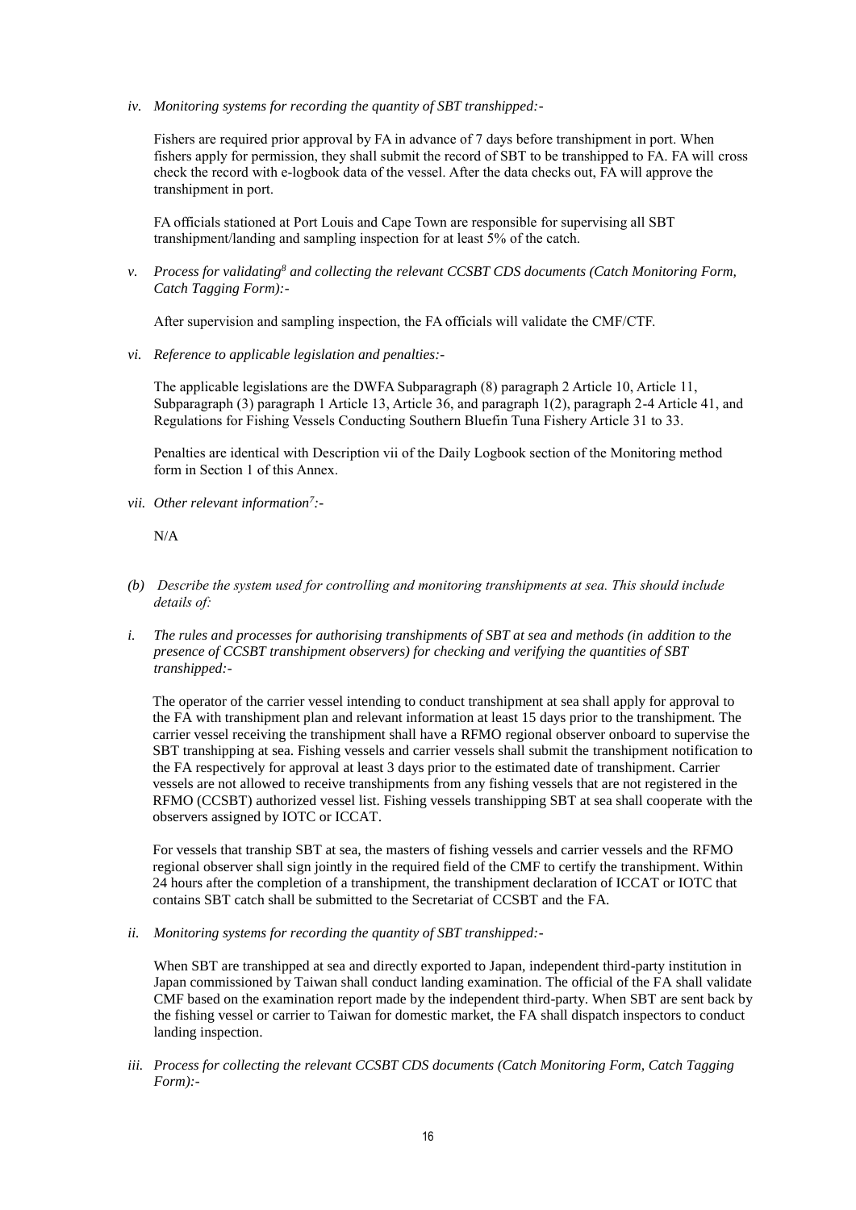*iv. Monitoring systems for recording the quantity of SBT transhipped:-*

Fishers are required prior approval by FA in advance of 7 days before transhipment in port. When fishers apply for permission, they shall submit the record of SBT to be transhipped to FA. FA will cross check the record with e-logbook data of the vessel. After the data checks out, FA will approve the transhipment in port.

FA officials stationed at Port Louis and Cape Town are responsible for supervising all SBT transhipment/landing and sampling inspection for at least 5% of the catch.

*v. Process for validating[8] and collecting the relevant CCSBT CDS documents (Catch Monitoring Form, Catch Tagging Form):-*

After supervision and sampling inspection, the FA officials will validate the CMF/CTF.

*vi. Reference to applicable legislation and penalties:-*

The applicable legislations are the DWFA Subparagraph (8) paragraph 2 Article 10, Article 11, Subparagraph (3) paragraph 1 Article 13, Article 36, and paragraph 1(2), paragraph 2-4 Article 41, and Regulations for Fishing Vessels Conducting Southern Bluefin Tuna Fishery Article 31 to 33.

Penalties are identical with Description vii of the Daily Logbook section of the Monitoring method form in Section 1 of this Annex.

*vii. Other relevant information[7]:-*

N/A

*(b) Describe the system used for controlling and monitoring transhipments at sea. This should include details of:*

*i. The rules and processes for authorising transhipments of SBT at sea and methods (in addition to the presence of CCSBT transhipment observers) for checking and verifying the quantities of SBT transhipped:-*

The operator of the carrier vessel intending to conduct transhipment at sea shall apply for approval to the FA with transhipment plan and relevant information at least 15 days prior to the transhipment. The carrier vessel receiving the transhipment shall have a RFMO regional observer onboard to supervise the SBT transhipping at sea. Fishing vessels and carrier vessels shall submit the transhipment notification to the FA respectively for approval at least 3 days prior to the estimated date of transhipment. Carrier vessels are not allowed to receive transhipments from any fishing vessels that are not registered in the RFMO (CCSBT) authorized vessel list. Fishing vessels transhipping SBT at sea shall cooperate with the observers assigned by IOTC or ICCAT.

For vessels that tranship SBT at sea, the masters of fishing vessels and carrier vessels and the RFMO regional observer shall sign jointly in the required field of the CMF to certify the transhipment. Within 24 hours after the completion of a transhipment, the transhipment declaration of ICCAT or IOTC that contains SBT catch shall be submitted to the Secretariat of CCSBT and the FA.

*ii. Monitoring systems for recording the quantity of SBT transhipped:-*

When SBT are transhipped at sea and directly exported to Japan, independent third-party institution in Japan commissioned by Taiwan shall conduct landing examination. The official of the FA shall validate CMF based on the examination report made by the independent third-party. When SBT are sent back by the fishing vessel or carrier to Taiwan for domestic market, the FA shall dispatch inspectors to conduct landing inspection.

*iii. Process for collecting the relevant CCSBT CDS documents (Catch Monitoring Form, Catch Tagging Form):-*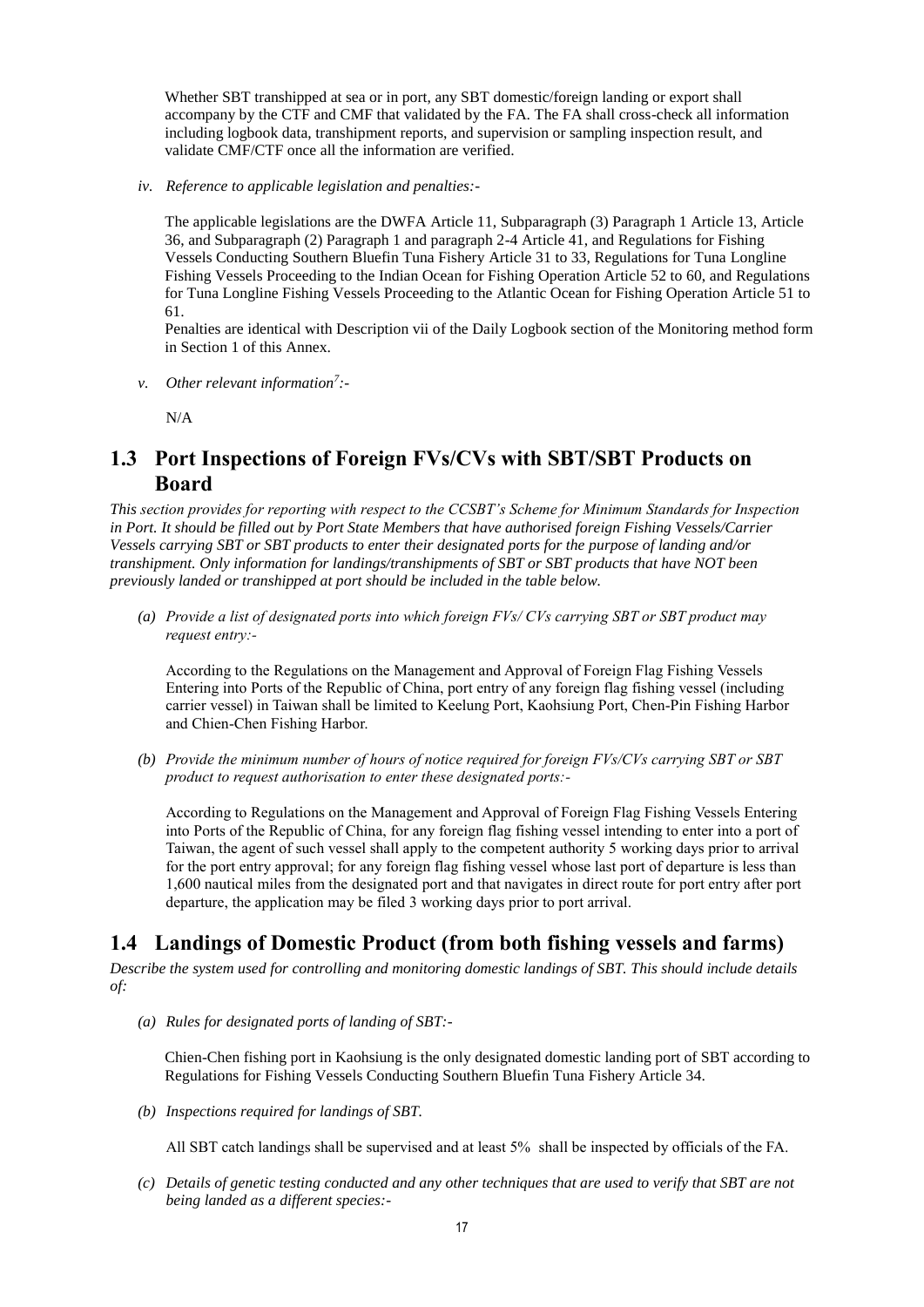Whether SBT transhipped at sea or in port, any SBT domestic/foreign landing or export shall accompany by the CTF and CMF that validated by the FA. The FA shall cross-check all information including logbook data, transhipment reports, and supervision or sampling inspection result, and validate CMF/CTF once all the information are verified.

*iv. Reference to applicable legislation and penalties:-*

The applicable legislations are the DWFA Article 11, Subparagraph (3) Paragraph 1 Article 13, Article 36, and Subparagraph (2) Paragraph 1 and paragraph 2-4 Article 41, and Regulations for Fishing Vessels Conducting Southern Bluefin Tuna Fishery Article 31 to 33, Regulations for Tuna Longline Fishing Vessels Proceeding to the Indian Ocean for Fishing Operation Article 52 to 60, and Regulations for Tuna Longline Fishing Vessels Proceeding to the Atlantic Ocean for Fishing Operation Article 51 to 61.

Penalties are identical with Description vii of the Daily Logbook section of the Monitoring method form in Section 1 of this Annex.

*v. Other relevant information[7]:-*

N/A

## 1.3 Port Inspections of Foreign FVs/CVs with SBT/SBT Products on Board

*This section provides for reporting with respect to the CCSBT's Scheme for Minimum Standards for Inspection in Port. It should be filled out by Port State Members that have authorised foreign Fishing Vessels/Carrier Vessels carrying SBT or SBT products to enter their designated ports for the purpose of landing and/or transhipment. Only information for landings/transhipments of SBT or SBT products that have NOT been previously landed or transhipped at port should be included in the table below.*

*(a) Provide a list of designated ports into which foreign FVs/ CVs carrying SBT or SBT product may request entry:-*

According to the Regulations on the Management and Approval of Foreign Flag Fishing Vessels Entering into Ports of the Republic of China, port entry of any foreign flag fishing vessel (including carrier vessel) in Taiwan shall be limited to Keelung Port, Kaohsiung Port, Chen-Pin Fishing Harbor and Chien-Chen Fishing Harbor.

*(b) Provide the minimum number of hours of notice required for foreign FVs/CVs carrying SBT or SBT product to request authorisation to enter these designated ports:-*

According to Regulations on the Management and Approval of Foreign Flag Fishing Vessels Entering into Ports of the Republic of China, for any foreign flag fishing vessel intending to enter into a port of Taiwan, the agent of such vessel shall apply to the competent authority 5 working days prior to arrival for the port entry approval; for any foreign flag fishing vessel whose last port of departure is less than 1,600 nautical miles from the designated port and that navigates in direct route for port entry after port departure, the application may be filed 3 working days prior to port arrival.

## 1.4 Landings of Domestic Product (from both fishing vessels and farms)

*Describe the system used for controlling and monitoring domestic landings of SBT. This should include details of:*

*(a) Rules for designated ports of landing of SBT:-*

Chien-Chen fishing port in Kaohsiung is the only designated domestic landing port of SBT according to Regulations for Fishing Vessels Conducting Southern Bluefin Tuna Fishery Article 34.

*(b) Inspections required for landings of SBT.*

All SBT catch landings shall be supervised and at least 5% shall be inspected by officials of the FA.

*(c) Details of genetic testing conducted and any other techniques that are used to verify that SBT are not being landed as a different species:-*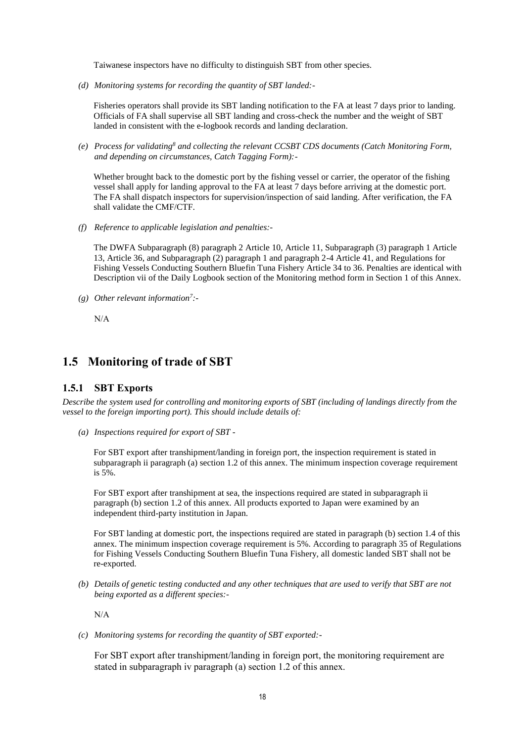Taiwanese inspectors have no difficulty to distinguish SBT from other species.

*(d) Monitoring systems for recording the quantity of SBT landed:-*

Fisheries operators shall provide its SBT landing notification to the FA at least 7 days prior to landing. Officials of FA shall supervise all SBT landing and cross-check the number and the weight of SBT landed in consistent with the e-logbook records and landing declaration.

*(e) Process for validating[8] and collecting the relevant CCSBT CDS documents (Catch Monitoring Form, and depending on circumstances, Catch Tagging Form):-*

Whether brought back to the domestic port by the fishing vessel or carrier, the operator of the fishing vessel shall apply for landing approval to the FA at least 7 days before arriving at the domestic port. The FA shall dispatch inspectors for supervision/inspection of said landing. After verification, the FA shall validate the CMF/CTF.

*(f) Reference to applicable legislation and penalties:-*

The DWFA Subparagraph (8) paragraph 2 Article 10, Article 11, Subparagraph (3) paragraph 1 Article 13, Article 36, and Subparagraph (2) paragraph 1 and paragraph 2-4 Article 41, and Regulations for Fishing Vessels Conducting Southern Bluefin Tuna Fishery Article 34 to 36. Penalties are identical with Description vii of the Daily Logbook section of the Monitoring method form in Section 1 of this Annex.

*(g) Other relevant information[7]:-*

N/A

## 1.5 Monitoring of trade of SBT

### 1.5.1 SBT Exports

*Describe the system used for controlling and monitoring exports of SBT (including of landings directly from the vessel to the foreign importing port). This should include details of:*

*(a) Inspections required for export of SBT -*

For SBT export after transhipment/landing in foreign port, the inspection requirement is stated in subparagraph ii paragraph (a) section 1.2 of this annex. The minimum inspection coverage requirement is 5%.

For SBT export after transhipment at sea, the inspections required are stated in subparagraph ii paragraph (b) section 1.2 of this annex. All products exported to Japan were examined by an independent third-party institution in Japan.

For SBT landing at domestic port, the inspections required are stated in paragraph (b) section 1.4 of this annex. The minimum inspection coverage requirement is 5%. According to paragraph 35 of Regulations for Fishing Vessels Conducting Southern Bluefin Tuna Fishery, all domestic landed SBT shall not be re-exported.

*(b) Details of genetic testing conducted and any other techniques that are used to verify that SBT are not being exported as a different species:-*

N/A

*(c) Monitoring systems for recording the quantity of SBT exported:-*

For SBT export after transhipment/landing in foreign port, the monitoring requirement are stated in subparagraph iv paragraph (a) section 1.2 of this annex.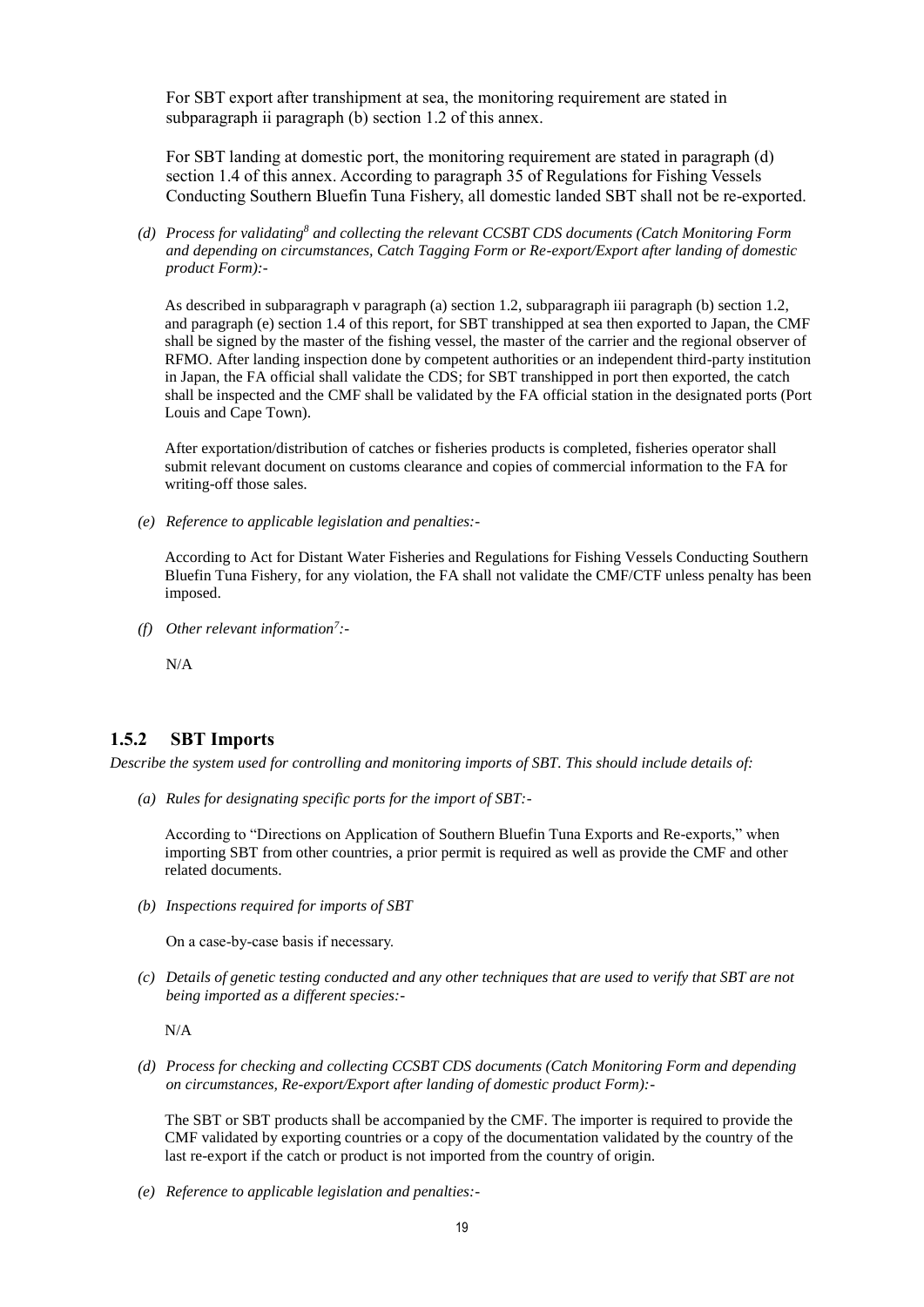For SBT export after transhipment at sea, the monitoring requirement are stated in subparagraph ii paragraph (b) section 1.2 of this annex.

For SBT landing at domestic port, the monitoring requirement are stated in paragraph (d) section 1.4 of this annex. According to paragraph 35 of Regulations for Fishing Vessels Conducting Southern Bluefin Tuna Fishery, all domestic landed SBT shall not be re-exported.

*(d) Process for validating[8] and collecting the relevant CCSBT CDS documents (Catch Monitoring Form and depending on circumstances, Catch Tagging Form or Re-export/Export after landing of domestic product Form):-*

As described in subparagraph v paragraph (a) section 1.2, subparagraph iii paragraph (b) section 1.2, and paragraph (e) section 1.4 of this report, for SBT transhipped at sea then exported to Japan, the CMF shall be signed by the master of the fishing vessel, the master of the carrier and the regional observer of RFMO. After landing inspection done by competent authorities or an independent third-party institution in Japan, the FA official shall validate the CDS; for SBT transhipped in port then exported, the catch shall be inspected and the CMF shall be validated by the FA official station in the designated ports (Port Louis and Cape Town).

After exportation/distribution of catches or fisheries products is completed, fisheries operator shall submit relevant document on customs clearance and copies of commercial information to the FA for writing-off those sales.

*(e) Reference to applicable legislation and penalties:-*

According to Act for Distant Water Fisheries and Regulations for Fishing Vessels Conducting Southern Bluefin Tuna Fishery, for any violation, the FA shall not validate the CMF/CTF unless penalty has been imposed.

*(f) Other relevant information[7]:-*

N/A

### 1.5.2 SBT Imports

*Describe the system used for controlling and monitoring imports of SBT. This should include details of:*

*(a) Rules for designating specific ports for the import of SBT:-*

According to "Directions on Application of Southern Bluefin Tuna Exports and Re-exports," when importing SBT from other countries, a prior permit is required as well as provide the CMF and other related documents.

*(b) Inspections required for imports of SBT*

On a case-by-case basis if necessary.

*(c) Details of genetic testing conducted and any other techniques that are used to verify that SBT are not being imported as a different species:-*

N/A

*(d) Process for checking and collecting CCSBT CDS documents (Catch Monitoring Form and depending on circumstances, Re-export/Export after landing of domestic product Form):-*

The SBT or SBT products shall be accompanied by the CMF. The importer is required to provide the CMF validated by exporting countries or a copy of the documentation validated by the country of the last re-export if the catch or product is not imported from the country of origin.

*(e) Reference to applicable legislation and penalties:-*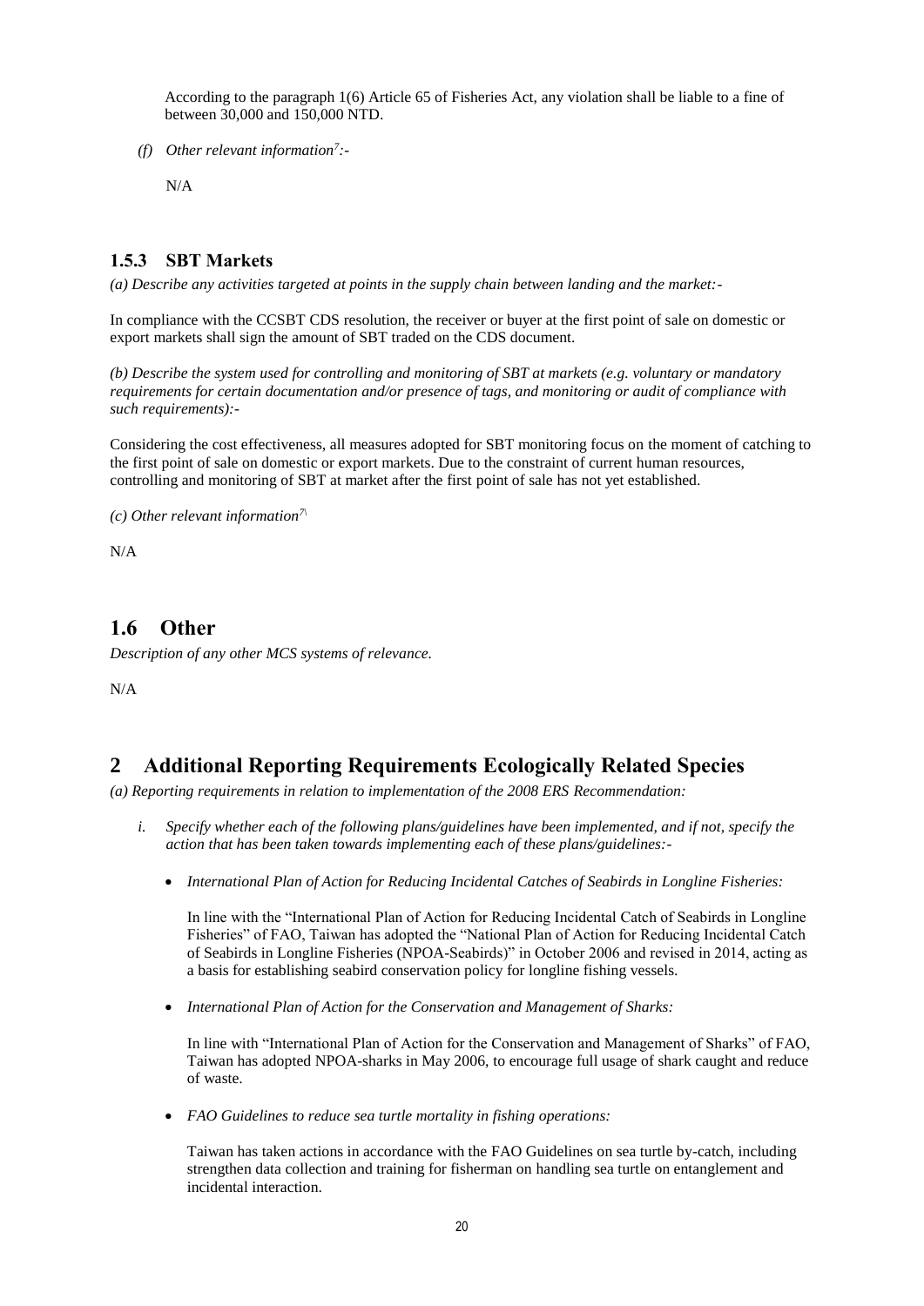According to the paragraph 1(6) Article 65 of Fisheries Act, any violation shall be liable to a fine of between 30,000 and 150,000 NTD.

*(f) Other relevant information[7]:-*

N/A

### 1.5.3 SBT Markets

*(a) Describe any activities targeted at points in the supply chain between landing and the market:-*

In compliance with the CCSBT CDS resolution, the receiver or buyer at the first point of sale on domestic or export markets shall sign the amount of SBT traded on the CDS document.

*(b) Describe the system used for controlling and monitoring of SBT at markets (e.g. voluntary or mandatory requirements for certain documentation and/or presence of tags, and monitoring or audit of compliance with such requirements):-*

Considering the cost effectiveness, all measures adopted for SBT monitoring focus on the moment of catching to the first point of sale on domestic or export markets. Due to the constraint of current human resources, controlling and monitoring of SBT at market after the first point of sale has not yet established.

*(c) Other relevant information[7]*

N/A

## 1.6 Other

*Description of any other MCS systems of relevance.*

N/A

# 2 Additional Reporting Requirements Ecologically Related Species

*(a) Reporting requirements in relation to implementation of the 2008 ERS Recommendation:*

i. *Specify whether each of the following plans/guidelines have been implemented, and if not, specify the action that has been taken towards implementing each of these plans/guidelines:-*

- *International Plan of Action for Reducing Incidental Catches of Seabirds in Longline Fisheries:*

  In line with the "International Plan of Action for Reducing Incidental Catch of Seabirds in Longline Fisheries" of FAO, Taiwan has adopted the "National Plan of Action for Reducing Incidental Catch of Seabirds in Longline Fisheries (NPOA-Seabirds)" in October 2006 and revised in 2014, acting as a basis for establishing seabird conservation policy for longline fishing vessels.

- *International Plan of Action for the Conservation and Management of Sharks:*

  In line with "International Plan of Action for the Conservation and Management of Sharks" of FAO, Taiwan has adopted NPOA-sharks in May 2006, to encourage full usage of shark caught and reduce of waste.

- *FAO Guidelines to reduce sea turtle mortality in fishing operations:*

  Taiwan has taken actions in accordance with the FAO Guidelines on sea turtle by-catch, including strengthen data collection and training for fisherman on handling sea turtle on entanglement and incidental interaction.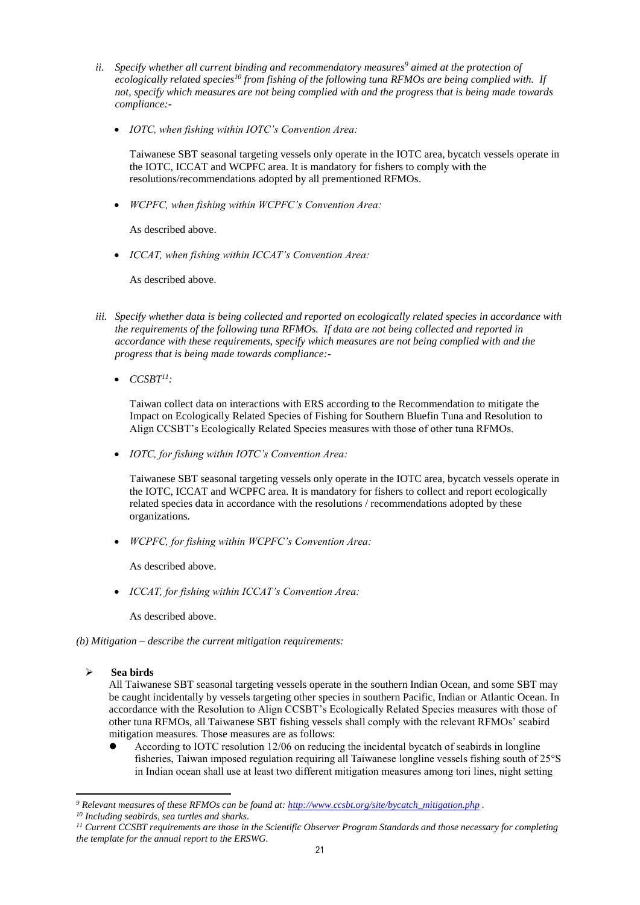ii. *Specify whether all current binding and recommendatory measures[9] aimed at the protection of ecologically related species[10] from fishing of the following tuna RFMOs are being complied with. If not, specify which measures are not being complied with and the progress that is being made towards compliance:-*

- *IOTC, when fishing within IOTC's Convention Area:*

  Taiwanese SBT seasonal targeting vessels only operate in the IOTC area, bycatch vessels operate in the IOTC, ICCAT and WCPFC area. It is mandatory for fishers to comply with the resolutions/recommendations adopted by all prementioned RFMOs.

- *WCPFC, when fishing within WCPFC's Convention Area:*

  As described above.

- *ICCAT, when fishing within ICCAT's Convention Area:*

  As described above.

iii. *Specify whether data is being collected and reported on ecologically related species in accordance with the requirements of the following tuna RFMOs. If data are not being collected and reported in accordance with these requirements, specify which measures are not being complied with and the progress that is being made towards compliance:-*

- *CCSBT[11]:*

  Taiwan collect data on interactions with ERS according to the Recommendation to mitigate the Impact on Ecologically Related Species of Fishing for Southern Bluefin Tuna and Resolution to Align CCSBT's Ecologically Related Species measures with those of other tuna RFMOs.

- *IOTC, for fishing within IOTC's Convention Area:*

  Taiwanese SBT seasonal targeting vessels only operate in the IOTC area, bycatch vessels operate in the IOTC, ICCAT and WCPFC area. It is mandatory for fishers to collect and report ecologically related species data in accordance with the resolutions / recommendations adopted by these organizations.

- *WCPFC, for fishing within WCPFC's Convention Area:*

  As described above.

- *ICCAT, for fishing within ICCAT's Convention Area:*

  As described above.

*(b) Mitigation – describe the current mitigation requirements:*

➢ **Sea birds**

All Taiwanese SBT seasonal targeting vessels operate in the southern Indian Ocean, and some SBT may be caught incidentally by vessels targeting other species in southern Pacific, Indian or Atlantic Ocean. In accordance with the Resolution to Align CCSBT's Ecologically Related Species measures with those of other tuna RFMOs, all Taiwanese SBT fishing vessels shall comply with the relevant RFMOs' seabird mitigation measures. Those measures are as follows:

- According to IOTC resolution 12/06 on reducing the incidental bycatch of seabirds in longline fisheries, Taiwan imposed regulation requiring all Taiwanese longline vessels fishing south of 25°S in Indian ocean shall use at least two different mitigation measures among tori lines, night setting

---

[9] *Relevant measures of these RFMOs can be found at: http://www.ccsbt.org/site/bycatch_mitigation.php .*

[10] *Including seabirds, sea turtles and sharks.*

[11] *Current CCSBT requirements are those in the Scientific Observer Program Standards and those necessary for completing the template for the annual report to the ERSWG.*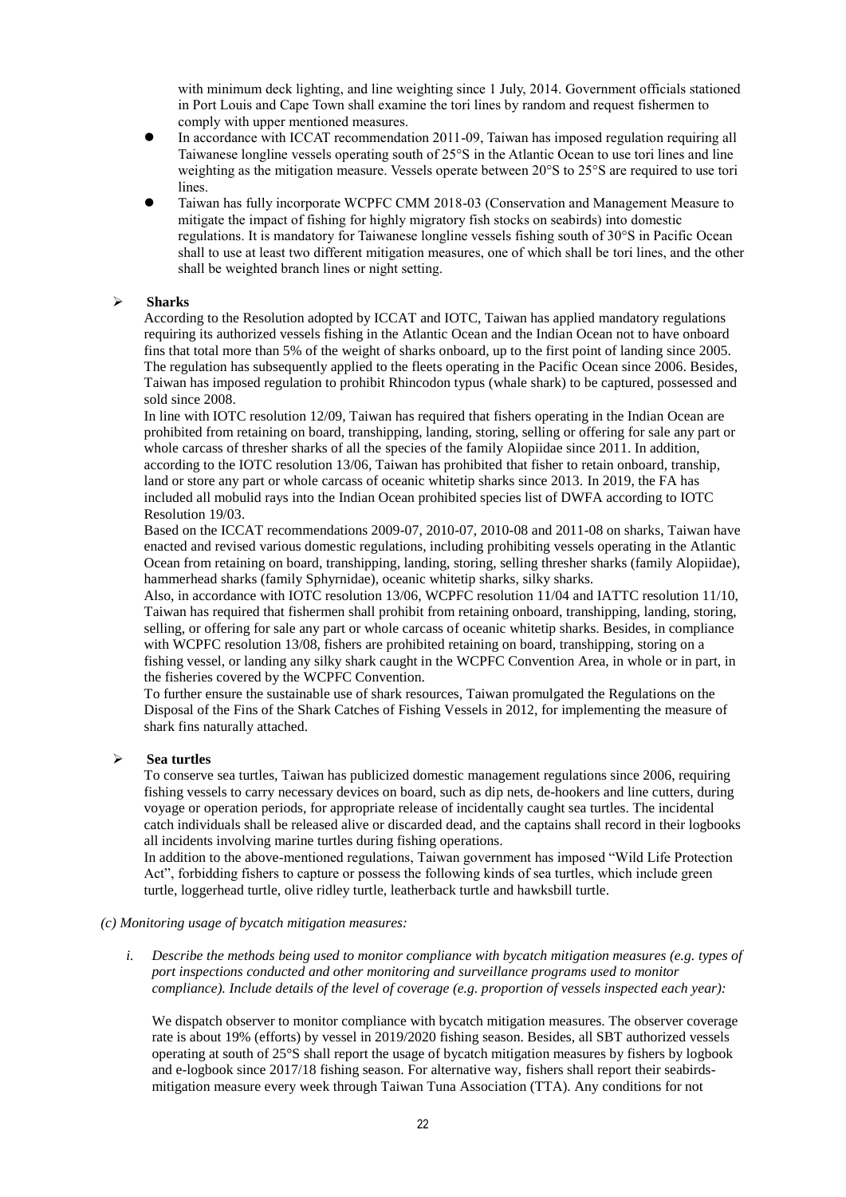with minimum deck lighting, and line weighting since 1 July, 2014. Government officials stationed in Port Louis and Cape Town shall examine the tori lines by random and request fishermen to comply with upper mentioned measures.

- In accordance with ICCAT recommendation 2011-09, Taiwan has imposed regulation requiring all Taiwanese longline vessels operating south of 25°S in the Atlantic Ocean to use tori lines and line weighting as the mitigation measure. Vessels operate between 20°S to 25°S are required to use tori lines.
- Taiwan has fully incorporate WCPFC CMM 2018-03 (Conservation and Management Measure to mitigate the impact of fishing for highly migratory fish stocks on seabirds) into domestic regulations. It is mandatory for Taiwanese longline vessels fishing south of 30°S in Pacific Ocean shall to use at least two different mitigation measures, one of which shall be tori lines, and the other shall be weighted branch lines or night setting.

- **Sharks**

  According to the Resolution adopted by ICCAT and IOTC, Taiwan has applied mandatory regulations requiring its authorized vessels fishing in the Atlantic Ocean and the Indian Ocean not to have onboard fins that total more than 5% of the weight of sharks onboard, up to the first point of landing since 2005. The regulation has subsequently applied to the fleets operating in the Pacific Ocean since 2006. Besides, Taiwan has imposed regulation to prohibit Rhincodon typus (whale shark) to be captured, possessed and sold since 2008.

  In line with IOTC resolution 12/09, Taiwan has required that fishers operating in the Indian Ocean are prohibited from retaining on board, transhipping, landing, storing, selling or offering for sale any part or whole carcass of thresher sharks of all the species of the family Alopiidae since 2011. In addition, according to the IOTC resolution 13/06, Taiwan has prohibited that fisher to retain onboard, tranship, land or store any part or whole carcass of oceanic whitetip sharks since 2013. In 2019, the FA has included all mobulid rays into the Indian Ocean prohibited species list of DWFA according to IOTC Resolution 19/03.

  Based on the ICCAT recommendations 2009-07, 2010-07, 2010-08 and 2011-08 on sharks, Taiwan have enacted and revised various domestic regulations, including prohibiting vessels operating in the Atlantic Ocean from retaining on board, transhipping, landing, storing, selling thresher sharks (family Alopiidae), hammerhead sharks (family Sphyrnidae), oceanic whitetip sharks, silky sharks.

  Also, in accordance with IOTC resolution 13/06, WCPFC resolution 11/04 and IATTC resolution 11/10, Taiwan has required that fishermen shall prohibit from retaining onboard, transhipping, landing, storing, selling, or offering for sale any part or whole carcass of oceanic whitetip sharks. Besides, in compliance with WCPFC resolution 13/08, fishers are prohibited retaining on board, transhipping, storing on a fishing vessel, or landing any silky shark caught in the WCPFC Convention Area, in whole or in part, in the fisheries covered by the WCPFC Convention.

  To further ensure the sustainable use of shark resources, Taiwan promulgated the Regulations on the Disposal of the Fins of the Shark Catches of Fishing Vessels in 2012, for implementing the measure of shark fins naturally attached.

- **Sea turtles**

  To conserve sea turtles, Taiwan has publicized domestic management regulations since 2006, requiring fishing vessels to carry necessary devices on board, such as dip nets, de-hookers and line cutters, during voyage or operation periods, for appropriate release of incidentally caught sea turtles. The incidental catch individuals shall be released alive or discarded dead, and the captains shall record in their logbooks all incidents involving marine turtles during fishing operations.

  In addition to the above-mentioned regulations, Taiwan government has imposed "Wild Life Protection Act", forbidding fishers to capture or possess the following kinds of sea turtles, which include green turtle, loggerhead turtle, olive ridley turtle, leatherback turtle and hawksbill turtle.

*(c) Monitoring usage of bycatch mitigation measures:*

*i. Describe the methods being used to monitor compliance with bycatch mitigation measures (e.g. types of port inspections conducted and other monitoring and surveillance programs used to monitor compliance). Include details of the level of coverage (e.g. proportion of vessels inspected each year):*

We dispatch observer to monitor compliance with bycatch mitigation measures. The observer coverage rate is about 19% (efforts) by vessel in 2019/2020 fishing season. Besides, all SBT authorized vessels operating at south of 25°S shall report the usage of bycatch mitigation measures by fishers by logbook and e-logbook since 2017/18 fishing season. For alternative way, fishers shall report their seabirds-mitigation measure every week through Taiwan Tuna Association (TTA). Any conditions for not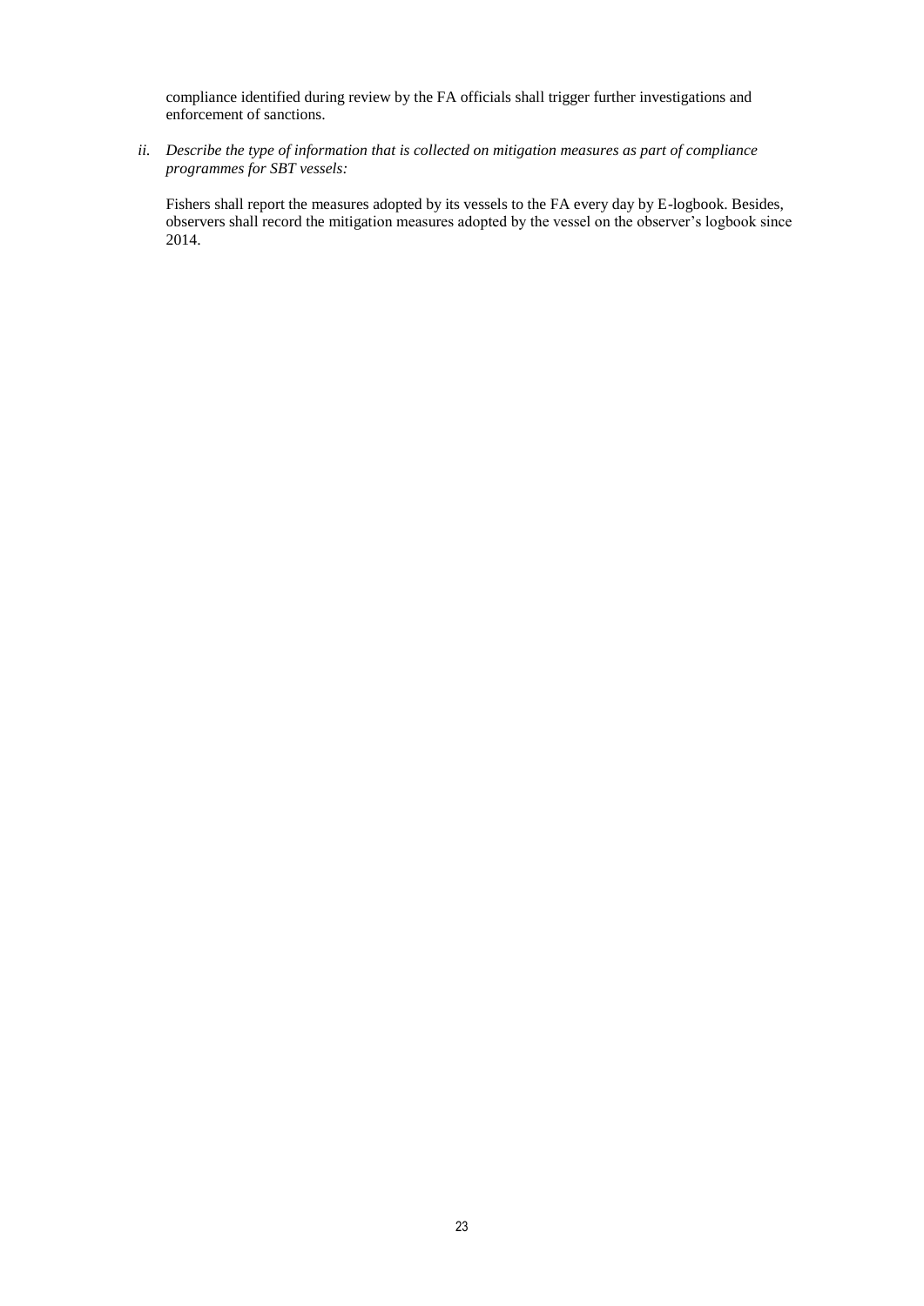compliance identified during review by the FA officials shall trigger further investigations and enforcement of sanctions.

*ii. Describe the type of information that is collected on mitigation measures as part of compliance programmes for SBT vessels:*

Fishers shall report the measures adopted by its vessels to the FA every day by E-logbook. Besides, observers shall record the mitigation measures adopted by the vessel on the observer's logbook since 2014.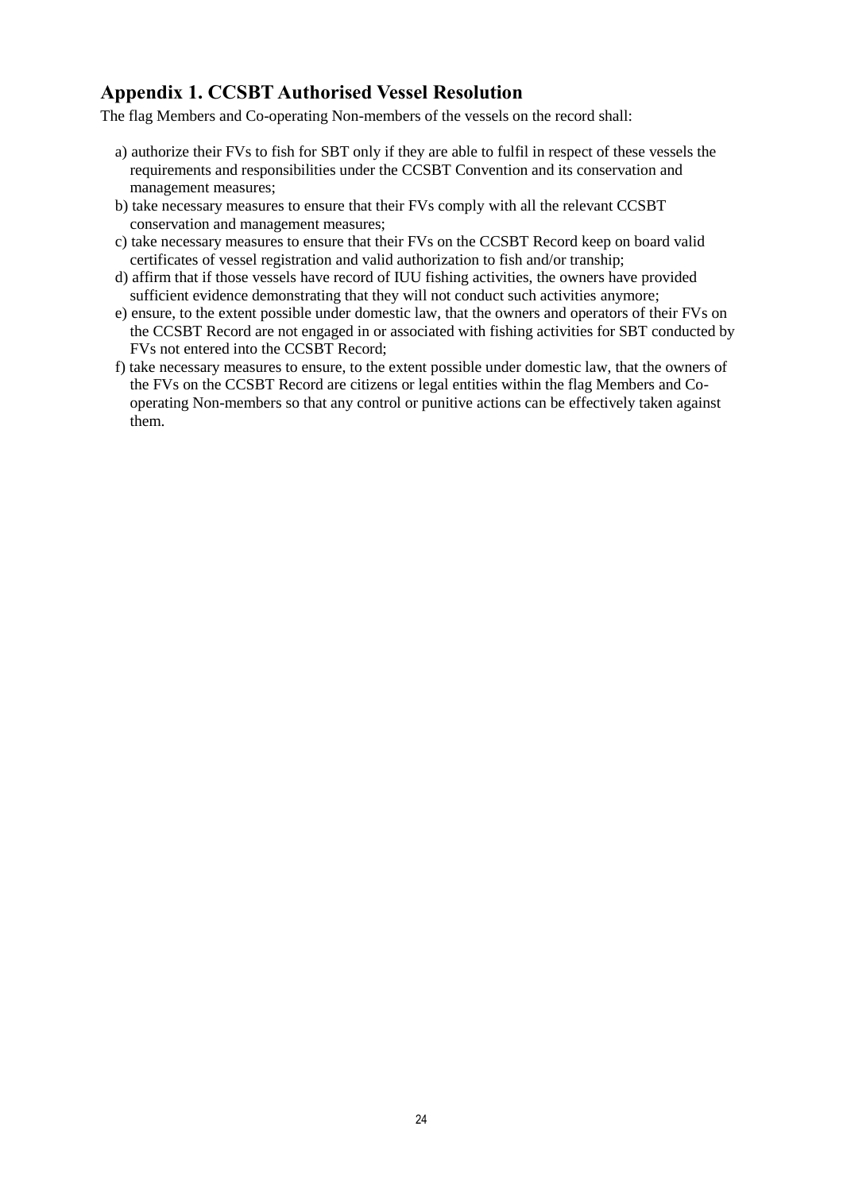## Appendix 1. CCSBT Authorised Vessel Resolution

The flag Members and Co-operating Non-members of the vessels on the record shall:

a) authorize their FVs to fish for SBT only if they are able to fulfil in respect of these vessels the requirements and responsibilities under the CCSBT Convention and its conservation and management measures;

b) take necessary measures to ensure that their FVs comply with all the relevant CCSBT conservation and management measures;

c) take necessary measures to ensure that their FVs on the CCSBT Record keep on board valid certificates of vessel registration and valid authorization to fish and/or tranship;

d) affirm that if those vessels have record of IUU fishing activities, the owners have provided sufficient evidence demonstrating that they will not conduct such activities anymore;

e) ensure, to the extent possible under domestic law, that the owners and operators of their FVs on the CCSBT Record are not engaged in or associated with fishing activities for SBT conducted by FVs not entered into the CCSBT Record;

f) take necessary measures to ensure, to the extent possible under domestic law, that the owners of the FVs on the CCSBT Record are citizens or legal entities within the flag Members and Co-operating Non-members so that any control or punitive actions can be effectively taken against them.